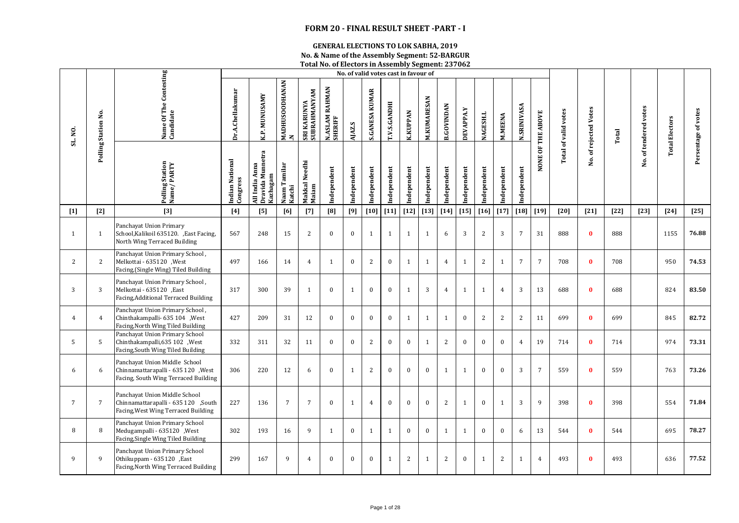# FORM 20 - FINAL RESULT SHEET -PART - I

## GENERAL ELECTIONS TO LOK SABHA, 2019

### No. & Name of the Assembly Segment: 52-BARGUR

### Total No. of Electors in Assembly Segment: 237062

| SL. NO. | Polling Station No. | Name Of The Contesting Candidate | No. of valid votes cast in favour of | | | | | | | | | | | | | | | | | Total of valid votes | No. of rejected Votes | Total | No. of tendered votes | Total Electors | Persentage of votes |
|---|---|---|---|---|---|---|---|---|---|---|---|---|---|---|---|---|---|---|---|---|---|---|---|---|---|
| | | | Dr.A.Chellakumar | K.P. MUNUSAMY | MADHUSOODHANAN | SRI KARUNYA SUBRAHMANYAM | N.ASLAM RAHMAN SHERIFF | AJAZ.S | S.GANESA KUMAR | T.V.S.GANDHI | K.KUPPAN | M.KUMARESAN | B.GOVINDAN | DEVAPPA.Y | NAGESH.L | M.MEENA | N.SRINIVASA | NONE OF THE ABOVE | | | | | | |
| | | Polling Station Name/ PARTY | Indian National Congress | All India Anna Dravida Munnetra Kazhagam | Naam Tamilar Katchi | Makkal Needhi Maiam | Independent | Independent | Independent | Independent | Independent | Independent | Independent | Independent | Independent | Independent | Independent | | | | | | | |
| [1] | [2] | [3] | [4] | [5] | [6] | [7] | [8] | [9] | [10] | [11] | [12] | [13] | [14] | [15] | [16] | [17] | [18] | [19] | [20] | [21] | [22] | [23] | [24] | [25] |
| 1 | 1 | Panchayat Union Primary School,Kalikoil 635120. ,East Facing, North Wing Terraced Building | 567 | 248 | 15 | 2 | 0 | 0 | 1 | 1 | 1 | 1 | 6 | 3 | 2 | 3 | 7 | 31 | 888 | 0 | 888 | | 1155 | 76.88 |
| 2 | 2 | Panchayat Union Primary School , Melkottai - 635120 ,West Facing,(Single Wing) Tiled Building | 497 | 166 | 14 | 4 | 1 | 0 | 2 | 0 | 1 | 1 | 4 | 1 | 2 | 1 | 7 | 7 | 708 | 0 | 708 | | 950 | 74.53 |
| 3 | 3 | Panchayat Union Primary School , Melkottai - 635120 ,East Facing,Additional Terraced Building | 317 | 300 | 39 | 1 | 0 | 1 | 0 | 0 | 1 | 3 | 4 | 1 | 1 | 4 | 3 | 13 | 688 | 0 | 688 | | 824 | 83.50 |
| 4 | 4 | Panchayat Union Primary School , Chinthakampalli- 635 104 ,West Facing,North Wing Tiled Building | 427 | 209 | 31 | 12 | 0 | 0 | 0 | 0 | 1 | 1 | 1 | 0 | 2 | 2 | 2 | 11 | 699 | 0 | 699 | | 845 | 82.72 |
| 5 | 5 | Panchayat Union Primary School Chinthakampalli,635 102 ,West Facing,South Wing Tiled Building | 332 | 311 | 32 | 11 | 0 | 0 | 2 | 0 | 0 | 1 | 2 | 0 | 0 | 0 | 4 | 19 | 714 | 0 | 714 | | 974 | 73.31 |
| 6 | 6 | Panchayat Union Middle School Chinnamattarapalli - 635 120 ,West Facing, South Wing Terraced Building | 306 | 220 | 12 | 6 | 0 | 1 | 2 | 0 | 0 | 0 | 1 | 1 | 0 | 0 | 3 | 7 | 559 | 0 | 559 | | 763 | 73.26 |
| 7 | 7 | Panchayat Union Middle School Chinnamattarapalli - 635 120 ,South Facing,West Wing Terraced Building | 227 | 136 | 7 | 7 | 0 | 1 | 4 | 0 | 0 | 0 | 2 | 1 | 0 | 1 | 3 | 9 | 398 | 0 | 398 | | 554 | 71.84 |
| 8 | 8 | Panchayat Union Primary School Medugampalli - 635120 ,West Facing,Single Wing Tiled Building | 302 | 193 | 16 | 9 | 1 | 0 | 1 | 1 | 0 | 0 | 1 | 1 | 0 | 0 | 6 | 13 | 544 | 0 | 544 | | 695 | 78.27 |
| 9 | 9 | Panchayat Union Primary School Othikuppam - 635120 ,East Facing,North Wing Terraced Building | 299 | 167 | 9 | 4 | 0 | 0 | 0 | 1 | 2 | 1 | 2 | 0 | 1 | 2 | 1 | 4 | 493 | 0 | 493 | | 636 | 77.52 |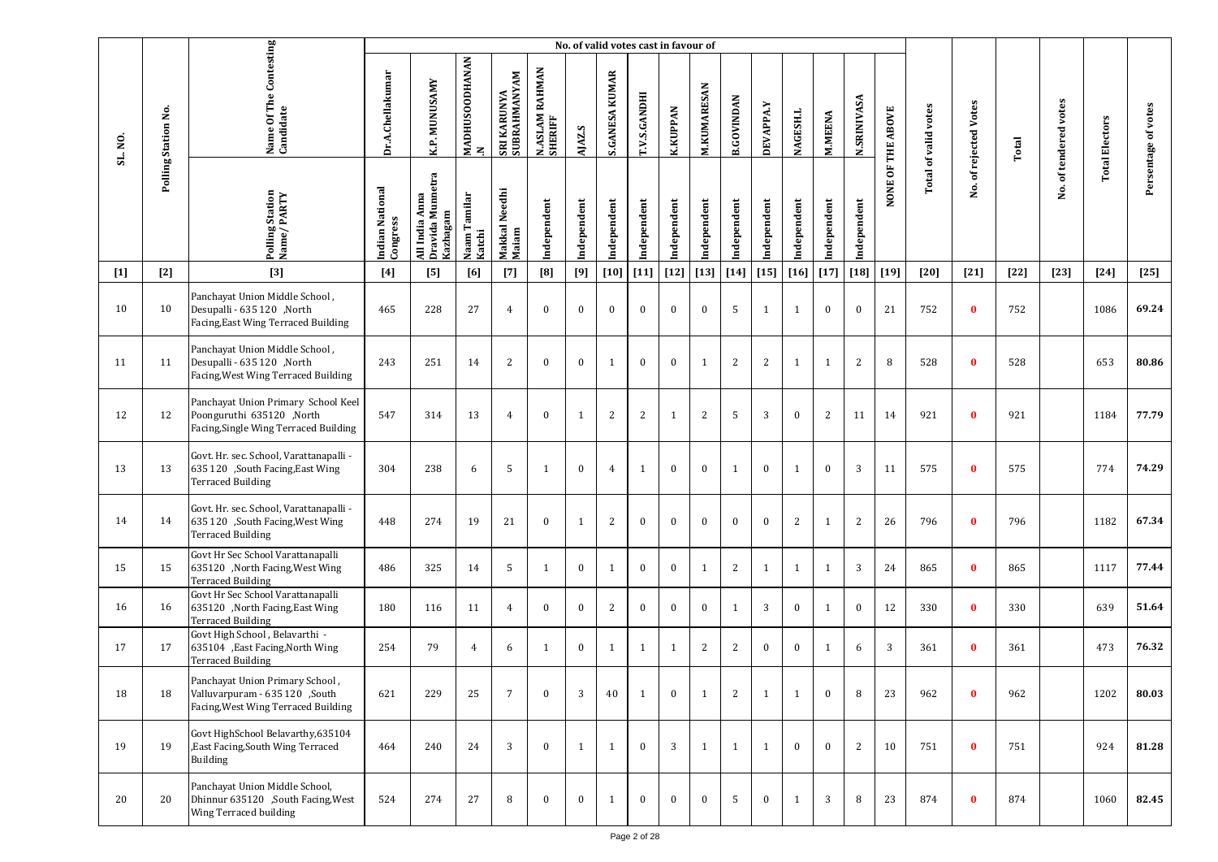| SL. NO. | Polling Station No. | Name Of The Contesting Candidate | No. of valid votes cast in favour of | | | | | | | | | | | | | | | | Total of valid votes | No. of rejected Votes | Total | No. of tendered votes | Total Electors | Persentage of votes |
|---|---|---|---|---|---|---|---|---|---|---|---|---|---|---|---|---|---|---|---|---|---|---|---|---|
| | | | Dr.A.Chellakumar | K.P. MUNUSAMY | MADHUSOODHANAN.N | SRI KARUNYA SUBRAHMANYAM | N.ASLAM RAHMAN SHERIFF | AJAZ.S | S.GANESA KUMAR | T.V.S.GANDHI | K.KUPPAN | M.KUMARESAN | B.GOVINDAN | DEVAPPA.Y | NAGESH.L | M.MEENA | N.SRINIVASA | NONE OF THE ABOVE | | | | | | |
| | | Polling Station Name/ PARTY | Indian National Congress | All India Anna Dravida Munnetra Kazhagam | Naam Tamilar Katchi | Makkal Needhi Maiam | Independent | Independent | Independent | Independent | Independent | Independent | Independent | Independent | Independent | Independent | Independent | | | | | | | |
| [1] | [2] | [3] | [4] | [5] | [6] | [7] | [8] | [9] | [10] | [11] | [12] | [13] | [14] | [15] | [16] | [17] | [18] | [19] | [20] | [21] | [22] | [23] | [24] | [25] |
| 10 | 10 | Panchayat Union Middle School , Desupalli - 635 120 ,North Facing,East Wing Terraced Building | 465 | 228 | 27 | 4 | 0 | 0 | 0 | 0 | 0 | 0 | 5 | 1 | 1 | 0 | 0 | 21 | 752 | 0 | 752 | | 1086 | 69.24 |
| 11 | 11 | Panchayat Union Middle School , Desupalli - 635 120 ,North Facing,West Wing Terraced Building | 243 | 251 | 14 | 2 | 0 | 0 | 1 | 0 | 0 | 1 | 2 | 2 | 1 | 1 | 2 | 8 | 528 | 0 | 528 | | 653 | 80.86 |
| 12 | 12 | Panchayat Union Primary School Keel Poonguruthi 635120 ,North Facing,Single Wing Terraced Building | 547 | 314 | 13 | 4 | 0 | 1 | 2 | 2 | 1 | 2 | 5 | 3 | 0 | 2 | 11 | 14 | 921 | 0 | 921 | | 1184 | 77.79 |
| 13 | 13 | Govt. Hr. sec. School, Varattanapalli - 635 120 ,South Facing,East Wing Terraced Building | 304 | 238 | 6 | 5 | 1 | 0 | 4 | 1 | 0 | 0 | 1 | 0 | 1 | 0 | 3 | 11 | 575 | 0 | 575 | | 774 | 74.29 |
| 14 | 14 | Govt. Hr. sec. School, Varattanapalli - 635 120 ,South Facing,West Wing Terraced Building | 448 | 274 | 19 | 21 | 0 | 1 | 2 | 0 | 0 | 0 | 0 | 0 | 2 | 1 | 2 | 26 | 796 | 0 | 796 | | 1182 | 67.34 |
| 15 | 15 | Govt Hr Sec School Varattanapalli 635120 ,North Facing,West Wing Terraced Building | 486 | 325 | 14 | 5 | 1 | 0 | 1 | 0 | 0 | 1 | 2 | 1 | 1 | 1 | 3 | 24 | 865 | 0 | 865 | | 1117 | 77.44 |
| 16 | 16 | Govt Hr Sec School Varattanapalli 635120 ,North Facing,East Wing Terraced Building | 180 | 116 | 11 | 4 | 0 | 0 | 2 | 0 | 0 | 0 | 1 | 3 | 0 | 1 | 0 | 12 | 330 | 0 | 330 | | 639 | 51.64 |
| 17 | 17 | Govt High School , Belavarthi - 635104 ,East Facing,North Wing Terraced Building | 254 | 79 | 4 | 6 | 1 | 0 | 1 | 1 | 1 | 2 | 2 | 0 | 0 | 1 | 6 | 3 | 361 | 0 | 361 | | 473 | 76.32 |
| 18 | 18 | Panchayat Union Primary School , Valluvarpuram - 635 120 ,South Facing,West Wing Terraced Building | 621 | 229 | 25 | 7 | 0 | 3 | 40 | 1 | 0 | 1 | 2 | 1 | 1 | 0 | 8 | 23 | 962 | 0 | 962 | | 1202 | 80.03 |
| 19 | 19 | Govt HighSchool Belavarthy,635104 ,East Facing,South Wing Terraced Building | 464 | 240 | 24 | 3 | 0 | 1 | 1 | 0 | 3 | 1 | 1 | 1 | 0 | 0 | 2 | 10 | 751 | 0 | 751 | | 924 | 81.28 |
| 20 | 20 | Panchayat Union Middle School, Dhinnur 635120 ,South Facing,West Wing Terraced building | 524 | 274 | 27 | 8 | 0 | 0 | 1 | 0 | 0 | 0 | 5 | 0 | 1 | 3 | 8 | 23 | 874 | 0 | 874 | | 1060 | 82.45 |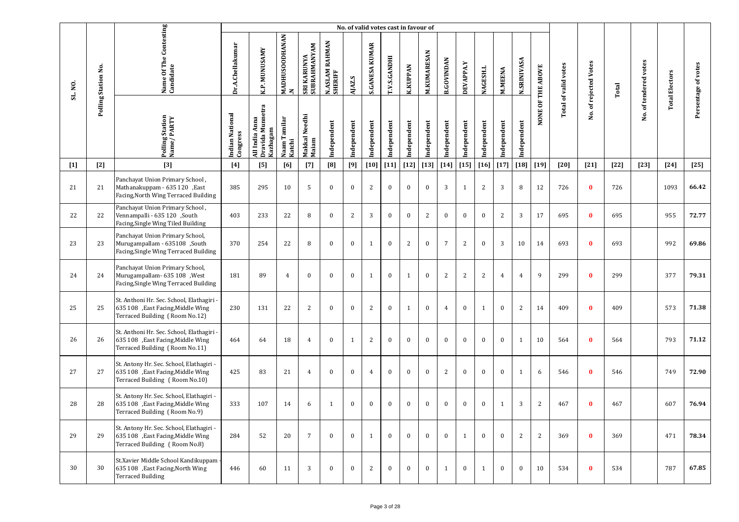| SL. NO. | Polling Station No. | Name Of The Contesting Candidate | No. of valid votes cast in favour of | | | | | | | | | | | | | | | | Total of valid votes | No. of rejected Votes | Total | No. of tendered votes | Total Electors | Persentage of votes |
|---|---|---|---|---|---|---|---|---|---|---|---|---|---|---|---|---|---|---|---|---|---|---|---|---|
| | | | Dr.A.Chellakumar | K.P. MUNUSAMY | MADHUSOODHANAN .N | SRI KARUNYA SUBRAHMANYAM | N.ASLAM RAHMAN SHERIFF | AJAZ.S | S.GANESA KUMAR | T.V.S.GANDHI | K.KUPPAN | M.KUMARESAN | B.GOVINDAN | DEVAPPA.Y | NAGESH.L | M.MEENA | N.SRINIVASA | NONE OF THE ABOVE | | | | | | |
| | | Polling Station Name/ PARTY | Indian National Congress | All India Anna Dravida Munnetra Kazhagam | Naam Tamilar Katchi | Makkal Needhi Maiam | Independent | Independent | Independent | Independent | Independent | Independent | Independent | Independent | Independent | Independent | Independent | | | | | | | |
| [1] | [2] | [3] | [4] | [5] | [6] | [7] | [8] | [9] | [10] | [11] | [12] | [13] | [14] | [15] | [16] | [17] | [18] | [19] | [20] | [21] | [22] | [23] | [24] | [25] |
| 21 | 21 | Panchayat Union Primary School , Mathanakuppam - 635 120 ,East Facing,North Wing Terraced Building | 385 | 295 | 10 | 5 | 0 | 0 | 2 | 0 | 0 | 0 | 3 | 1 | 2 | 3 | 8 | 12 | 726 | 0 | 726 | | 1093 | 66.42 |
| 22 | 22 | Panchayat Union Primary School , Vennampalli - 635 120 ,South Facing,Single Wing Tiled Building | 403 | 233 | 22 | 8 | 0 | 2 | 3 | 0 | 0 | 2 | 0 | 0 | 0 | 2 | 3 | 17 | 695 | 0 | 695 | | 955 | 72.77 |
| 23 | 23 | Panchayat Union Primary School, Murugampallam - 635108 ,South Facing,Single Wing Terraced Building | 370 | 254 | 22 | 8 | 0 | 0 | 1 | 0 | 2 | 0 | 7 | 2 | 0 | 3 | 10 | 14 | 693 | 0 | 693 | | 992 | 69.86 |
| 24 | 24 | Panchayat Union Primary School, Murugampallam- 635 108 ,West Facing,Single Wing Terraced Building | 181 | 89 | 4 | 0 | 0 | 0 | 1 | 0 | 1 | 0 | 2 | 2 | 2 | 4 | 4 | 9 | 299 | 0 | 299 | | 377 | 79.31 |
| 25 | 25 | St. Anthoni Hr. Sec. School, Elathagiri - 635 108 ,East Facing,Middle Wing Terraced Building ( Room No.12) | 230 | 131 | 22 | 2 | 0 | 0 | 2 | 0 | 1 | 0 | 4 | 0 | 1 | 0 | 2 | 14 | 409 | 0 | 409 | | 573 | 71.38 |
| 26 | 26 | St. Anthoni Hr. Sec. School, Elathagiri - 635 108 ,East Facing,Middle Wing Terraced Building ( Room No.11) | 464 | 64 | 18 | 4 | 0 | 1 | 2 | 0 | 0 | 0 | 0 | 0 | 0 | 0 | 1 | 10 | 564 | 0 | 564 | | 793 | 71.12 |
| 27 | 27 | St. Antony Hr. Sec. School, Elathagiri - 635 108 ,East Facing,Middle Wing Terraced Building ( Room No.10) | 425 | 83 | 21 | 4 | 0 | 0 | 4 | 0 | 0 | 0 | 2 | 0 | 0 | 0 | 1 | 6 | 546 | 0 | 546 | | 749 | 72.90 |
| 28 | 28 | St. Antony Hr. Sec. School, Elathagiri - 635 108 ,East Facing,Middle Wing Terraced Building ( Room No.9) | 333 | 107 | 14 | 6 | 1 | 0 | 0 | 0 | 0 | 0 | 0 | 0 | 0 | 1 | 3 | 2 | 467 | 0 | 467 | | 607 | 76.94 |
| 29 | 29 | St. Antony Hr. Sec. School, Elathagiri - 635 108 ,East Facing,Middle Wing Terraced Building ( Room No.8) | 284 | 52 | 20 | 7 | 0 | 0 | 1 | 0 | 0 | 0 | 0 | 1 | 0 | 0 | 2 | 2 | 369 | 0 | 369 | | 471 | 78.34 |
| 30 | 30 | St.Xavier Middle School Kandikuppam - 635 108 ,East Facing,North Wing Terraced Building | 446 | 60 | 11 | 3 | 0 | 0 | 2 | 0 | 0 | 0 | 1 | 0 | 1 | 0 | 0 | 10 | 534 | 0 | 534 | | 787 | 67.85 |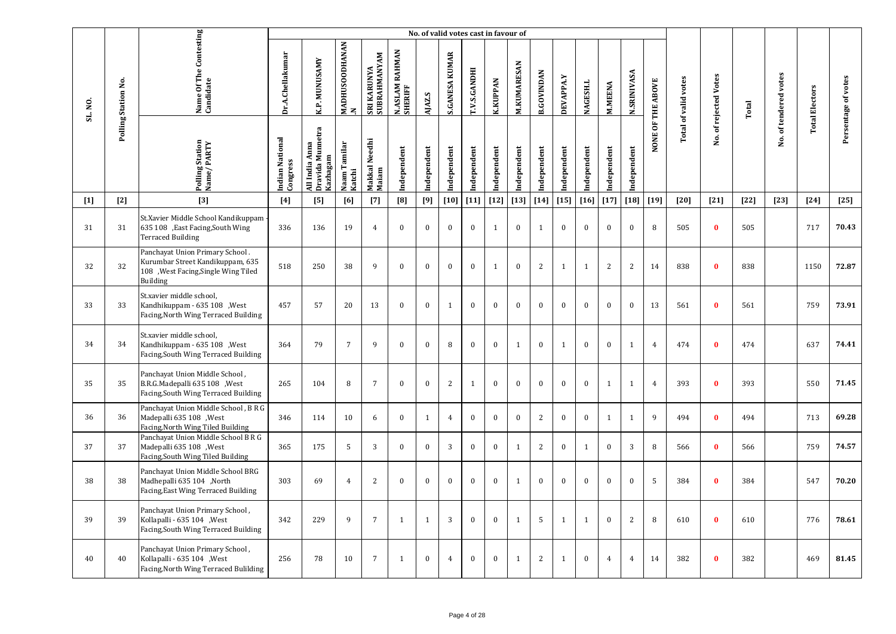| SL. NO. | Polling Station No. | Name Of The Contesting Candidate | No. of valid votes cast in favour of | | | | | | | | | | | | | | | | Total of valid votes | No. of rejected Votes | Total | No. of tendered votes | Total Electors | Persentage of votes |
|---|---|---|---|---|---|---|---|---|---|---|---|---|---|---|---|---|---|---|---|---|---|---|---|---|
| | | | Dr.A.Chellakumar | K.P. MUNUSAMY | MADHUSOODHANAN .N | SRI KARUNYA SUBRAHMANYAM | N.ASLAM RAHMAN SHERIFF | AJAZ.S | S.GANESA KUMAR | T.V.S.GANDHI | K.KUPPAN | M.KUMARESAN | B.GOVINDAN | DEVAPPA.Y | NAGESH.L | M.MEENA | N.SRINIVASA | NONE OF THE ABOVE | | | | | | |
| | | Polling Station Name/ PARTY | Indian National Congress | All India Anna Dravida Munnetra Kazhagam | Naam Tamilar Katchi | Makkal Needhi Maiam | Independent | Independent | Independent | Independent | Independent | Independent | Independent | Independent | Independent | Independent | Independent | | | | | | | |
| [1] | [2] | [3] | [4] | [5] | [6] | [7] | [8] | [9] | [10] | [11] | [12] | [13] | [14] | [15] | [16] | [17] | [18] | [19] | [20] | [21] | [22] | [23] | [24] | [25] |
| 31 | 31 | St.Xavier Middle School Kandikuppam - 635 108 ,East Facing,South Wing Terraced Building | 336 | 136 | 19 | 4 | 0 | 0 | 0 | 0 | 1 | 0 | 1 | 0 | 0 | 0 | 0 | 8 | 505 | 0 | 505 | | 717 | 70.43 |
| 32 | 32 | Panchayat Union Primary School . Kurumbar Street Kandikuppam, 635 108 ,West Facing,Single Wing Tiled Building | 518 | 250 | 38 | 9 | 0 | 0 | 0 | 0 | 1 | 0 | 2 | 1 | 1 | 2 | 2 | 14 | 838 | 0 | 838 | | 1150 | 72.87 |
| 33 | 33 | St.xavier middle school, Kandhikuppam - 635 108 ,West Facing,North Wing Terraced Building | 457 | 57 | 20 | 13 | 0 | 0 | 1 | 0 | 0 | 0 | 0 | 0 | 0 | 0 | 0 | 13 | 561 | 0 | 561 | | 759 | 73.91 |
| 34 | 34 | St.xavier middle school, Kandhikuppam - 635 108 ,West Facing,South Wing Terraced Building | 364 | 79 | 7 | 9 | 0 | 0 | 8 | 0 | 0 | 1 | 0 | 1 | 0 | 0 | 1 | 4 | 474 | 0 | 474 | | 637 | 74.41 |
| 35 | 35 | Panchayat Union Middle School , B.R.G.Madepalli 635 108 ,West Facing,South Wing Terraced Building | 265 | 104 | 8 | 7 | 0 | 0 | 2 | 1 | 0 | 0 | 0 | 0 | 0 | 1 | 1 | 4 | 393 | 0 | 393 | | 550 | 71.45 |
| 36 | 36 | Panchayat Union Middle School , B R G Madepalli 635 108 ,West Facing,North Wing Tiled Building | 346 | 114 | 10 | 6 | 0 | 1 | 4 | 0 | 0 | 0 | 2 | 0 | 0 | 1 | 1 | 9 | 494 | 0 | 494 | | 713 | 69.28 |
| 37 | 37 | Panchayat Union Middle School B R G Madepalli 635 108 ,West Facing,South Wing Tiled Building | 365 | 175 | 5 | 3 | 0 | 0 | 3 | 0 | 0 | 1 | 2 | 0 | 1 | 0 | 3 | 8 | 566 | 0 | 566 | | 759 | 74.57 |
| 38 | 38 | Panchayat Union Middle School BRG Madhepalli 635 104 ,North Facing,East Wing Terraced Building | 303 | 69 | 4 | 2 | 0 | 0 | 0 | 0 | 0 | 1 | 0 | 0 | 0 | 0 | 0 | 5 | 384 | 0 | 384 | | 547 | 70.20 |
| 39 | 39 | Panchayat Union Primary School , Kollapalli - 635 104 ,West Facing,South Wing Terraced Building | 342 | 229 | 9 | 7 | 1 | 1 | 3 | 0 | 0 | 1 | 5 | 1 | 1 | 0 | 2 | 8 | 610 | 0 | 610 | | 776 | 78.61 |
| 40 | 40 | Panchayat Union Primary School , Kollapalli - 635 104 ,West Facing,North Wing Terraced Bulilding | 256 | 78 | 10 | 7 | 1 | 0 | 4 | 0 | 0 | 1 | 2 | 1 | 0 | 4 | 4 | 14 | 382 | 0 | 382 | | 469 | 81.45 |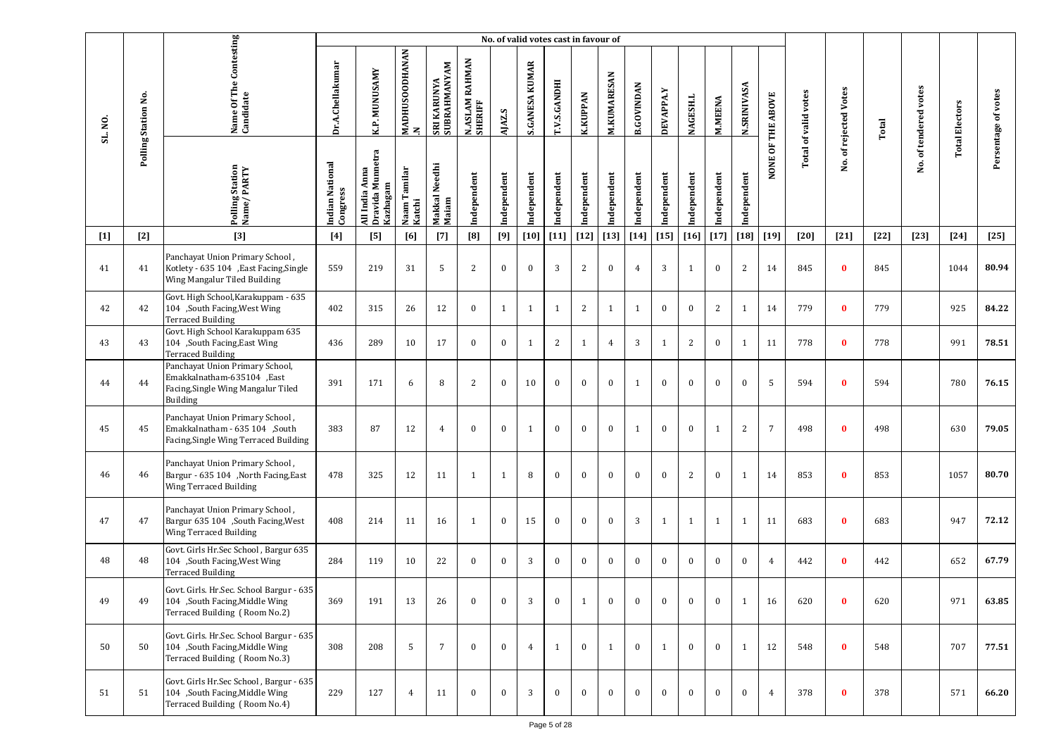| SL. NO. | Polling Station No. | Name Of The Contesting Candidate | No. of valid votes cast in favour of | | | | | | | | | | | | | | | | Total of valid votes | No. of rejected Votes | Total | No. of tendered votes | Total Electors | Persentage of votes |
|---|---|---|---|---|---|---|---|---|---|---|---|---|---|---|---|---|---|---|---|---|---|---|---|---|
| | | | Dr.A.Chellakumar | K.P. MUNUSAMY | MADHUSOODHANAN | SRI KARUNYA SUBRAHMANYAM | N.ASLAM RAHMAN SHERIFF | AJAZ.S | S.GANESA KUMAR | T.V.S.GANDHI | K.KUPPAN | M.KUMARESAN | B.GOVINDAN | DEVAPPA.Y | NAGESH.L | M.MEENA | N.SRINIVASA | NONE OF THE ABOVE | | | | | | |
| | | Polling Station Name/ PARTY | Indian National Congress | All India Anna Dravida Munnetra Kazhagam | Naam Tamilar Katchi | Makkal Needhi Maiam | Independent | Independent | Independent | Independent | Independent | Independent | Independent | Independent | Independent | Independent | Independent | | | | | | | |
| [1] | [2] | [3] | [4] | [5] | [6] | [7] | [8] | [9] | [10] | [11] | [12] | [13] | [14] | [15] | [16] | [17] | [18] | [19] | [20] | [21] | [22] | [23] | [24] | [25] |
| 41 | 41 | Panchayat Union Primary School , Kotlety - 635 104 ,East Facing,Single Wing Mangalur Tiled Building | 559 | 219 | 31 | 5 | 2 | 0 | 0 | 3 | 2 | 0 | 4 | 3 | 1 | 0 | 2 | 14 | 845 | 0 | 845 | | 1044 | 80.94 |
| 42 | 42 | Govt. High School,Karakuppam - 635 104 ,South Facing,West Wing Terraced Building | 402 | 315 | 26 | 12 | 0 | 1 | 1 | 1 | 2 | 1 | 1 | 0 | 0 | 2 | 1 | 14 | 779 | 0 | 779 | | 925 | 84.22 |
| 43 | 43 | Govt. High School Karakuppam 635 104 ,South Facing,East Wing Terraced Building | 436 | 289 | 10 | 17 | 0 | 0 | 1 | 2 | 1 | 4 | 3 | 1 | 2 | 0 | 1 | 11 | 778 | 0 | 778 | | 991 | 78.51 |
| 44 | 44 | Panchayat Union Primary School, Emakkalnatham-635104 ,East Facing,Single Wing Mangalur Tiled Building | 391 | 171 | 6 | 8 | 2 | 0 | 10 | 0 | 0 | 0 | 1 | 0 | 0 | 0 | 0 | 5 | 594 | 0 | 594 | | 780 | 76.15 |
| 45 | 45 | Panchayat Union Primary School , Emakkalnatham - 635 104 ,South Facing,Single Wing Terraced Building | 383 | 87 | 12 | 4 | 0 | 0 | 1 | 0 | 0 | 0 | 1 | 0 | 0 | 1 | 2 | 7 | 498 | 0 | 498 | | 630 | 79.05 |
| 46 | 46 | Panchayat Union Primary School , Bargur - 635 104 ,North Facing,East Wing Terraced Building | 478 | 325 | 12 | 11 | 1 | 1 | 8 | 0 | 0 | 0 | 0 | 0 | 2 | 0 | 1 | 14 | 853 | 0 | 853 | | 1057 | 80.70 |
| 47 | 47 | Panchayat Union Primary School , Bargur 635 104 ,South Facing,West Wing Terraced Building | 408 | 214 | 11 | 16 | 1 | 0 | 15 | 0 | 0 | 0 | 3 | 1 | 1 | 1 | 1 | 11 | 683 | 0 | 683 | | 947 | 72.12 |
| 48 | 48 | Govt. Girls Hr.Sec School , Bargur 635 104 ,South Facing,West Wing Terraced Building | 284 | 119 | 10 | 22 | 0 | 0 | 3 | 0 | 0 | 0 | 0 | 0 | 0 | 0 | 0 | 4 | 442 | 0 | 442 | | 652 | 67.79 |
| 49 | 49 | Govt. Girls. Hr.Sec. School Bargur - 635 104 ,South Facing,Middle Wing Terraced Building ( Room No.2) | 369 | 191 | 13 | 26 | 0 | 0 | 3 | 0 | 1 | 0 | 0 | 0 | 0 | 0 | 1 | 16 | 620 | 0 | 620 | | 971 | 63.85 |
| 50 | 50 | Govt. Girls. Hr.Sec. School Bargur - 635 104 ,South Facing,Middle Wing Terraced Building ( Room No.3) | 308 | 208 | 5 | 7 | 0 | 0 | 4 | 1 | 0 | 1 | 0 | 1 | 0 | 0 | 1 | 12 | 548 | 0 | 548 | | 707 | 77.51 |
| 51 | 51 | Govt. Girls Hr.Sec School , Bargur - 635 104 ,South Facing,Middle Wing Terraced Building ( Room No.4) | 229 | 127 | 4 | 11 | 0 | 0 | 3 | 0 | 0 | 0 | 0 | 0 | 0 | 0 | 0 | 4 | 378 | 0 | 378 | | 571 | 66.20 |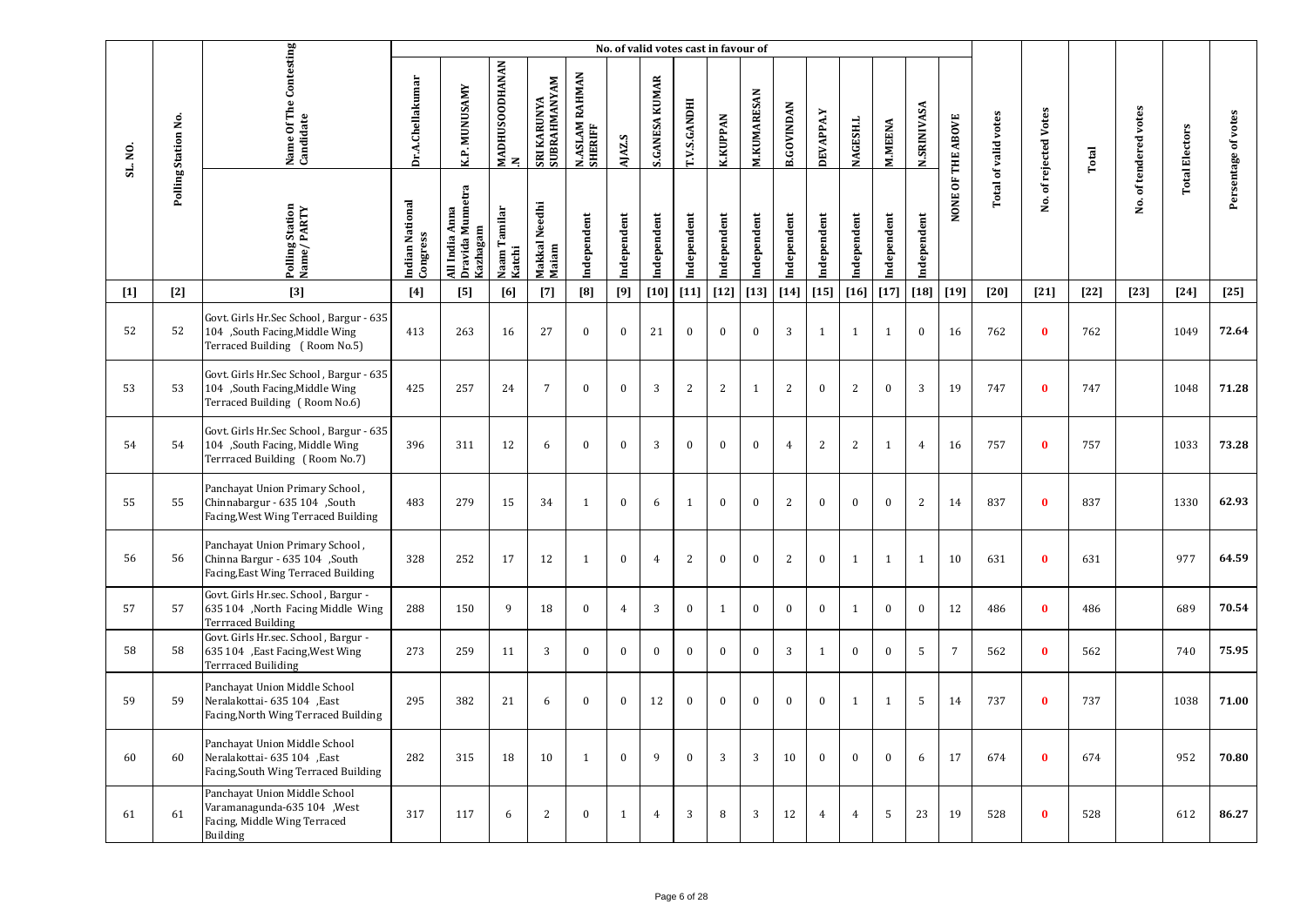| SL. NO. | Polling Station No. | Name Of The Contesting Candidate | No. of valid votes cast in favour of | | | | | | | | | | | | | | | | Total of valid votes | No. of rejected Votes | Total | No. of tendered votes | Total Electors | Persentage of votes |
|---|---|---|---|---|---|---|---|---|---|---|---|---|---|---|---|---|---|---|---|---|---|---|---|---|
| | | | Dr.A.Chellakumar | K.P. MUNUSAMY | MADHUSOODHANAN .N | SRI KARUNYA SUBRAHMANYAM | N.ASLAM RAHMAN SHERIFF | AJAZ.S | S.GANESA KUMAR | T.V.S.GANDHI | K.KUPPAN | M.KUMARESAN | B.GOVINDAN | DEVAPPA.Y | NAGESH.L | M.MEENA | N.SRINIVASA | NONE OF THE ABOVE | | | | | | |
| | | Polling Station Name/ PARTY | Indian National Congress | All India Anna Dravida Munnetra Kazhagam | Naam Tamilar Katchi | Makkal Needhi Maiam | Independent | Independent | Independent | Independent | Independent | Independent | Independent | Independent | Independent | Independent | Independent | | | | | | | |
| [1] | [2] | [3] | [4] | [5] | [6] | [7] | [8] | [9] | [10] | [11] | [12] | [13] | [14] | [15] | [16] | [17] | [18] | [19] | [20] | [21] | [22] | [23] | [24] | [25] |
| 52 | 52 | Govt. Girls Hr.Sec School , Bargur - 635 104 ,South Facing,Middle Wing Terraced Building ( Room No.5) | 413 | 263 | 16 | 27 | 0 | 0 | 21 | 0 | 0 | 0 | 3 | 1 | 1 | 1 | 0 | 16 | 762 | 0 | 762 | | 1049 | 72.64 |
| 53 | 53 | Govt. Girls Hr.Sec School , Bargur - 635 104 ,South Facing,Middle Wing Terraced Building ( Room No.6) | 425 | 257 | 24 | 7 | 0 | 0 | 3 | 2 | 2 | 1 | 2 | 0 | 2 | 0 | 3 | 19 | 747 | 0 | 747 | | 1048 | 71.28 |
| 54 | 54 | Govt. Girls Hr.Sec School , Bargur - 635 104 ,South Facing, Middle Wing Terrraced Building ( Room No.7) | 396 | 311 | 12 | 6 | 0 | 0 | 3 | 0 | 0 | 0 | 4 | 2 | 2 | 1 | 4 | 16 | 757 | 0 | 757 | | 1033 | 73.28 |
| 55 | 55 | Panchayat Union Primary School , Chinnabargur - 635 104 ,South Facing,West Wing Terraced Building | 483 | 279 | 15 | 34 | 1 | 0 | 6 | 1 | 0 | 0 | 2 | 0 | 0 | 0 | 2 | 14 | 837 | 0 | 837 | | 1330 | 62.93 |
| 56 | 56 | Panchayat Union Primary School , Chinna Bargur - 635 104 ,South Facing,East Wing Terraced Building | 328 | 252 | 17 | 12 | 1 | 0 | 4 | 2 | 0 | 0 | 2 | 0 | 1 | 1 | 1 | 10 | 631 | 0 | 631 | | 977 | 64.59 |
| 57 | 57 | Govt. Girls Hr.sec. School , Bargur - 635 104 ,North Facing Middle Wing Terrraced Building | 288 | 150 | 9 | 18 | 0 | 4 | 3 | 0 | 1 | 0 | 0 | 0 | 1 | 0 | 0 | 12 | 486 | 0 | 486 | | 689 | 70.54 |
| 58 | 58 | Govt. Girls Hr.sec. School , Bargur - 635 104 ,East Facing,West Wing Terrraced Builiding | 273 | 259 | 11 | 3 | 0 | 0 | 0 | 0 | 0 | 0 | 3 | 1 | 0 | 0 | 5 | 7 | 562 | 0 | 562 | | 740 | 75.95 |
| 59 | 59 | Panchayat Union Middle School Neralakottai- 635 104 ,East Facing,North Wing Terraced Building | 295 | 382 | 21 | 6 | 0 | 0 | 12 | 0 | 0 | 0 | 0 | 0 | 1 | 1 | 5 | 14 | 737 | 0 | 737 | | 1038 | 71.00 |
| 60 | 60 | Panchayat Union Middle School Neralakottai- 635 104 ,East Facing,South Wing Terraced Building | 282 | 315 | 18 | 10 | 1 | 0 | 9 | 0 | 3 | 3 | 10 | 0 | 0 | 0 | 6 | 17 | 674 | 0 | 674 | | 952 | 70.80 |
| 61 | 61 | Panchayat Union Middle School Varamanagunda-635 104 ,West Facing, Middle Wing Terraced Building | 317 | 117 | 6 | 2 | 0 | 1 | 4 | 3 | 8 | 3 | 12 | 4 | 4 | 5 | 23 | 19 | 528 | 0 | 528 | | 612 | 86.27 |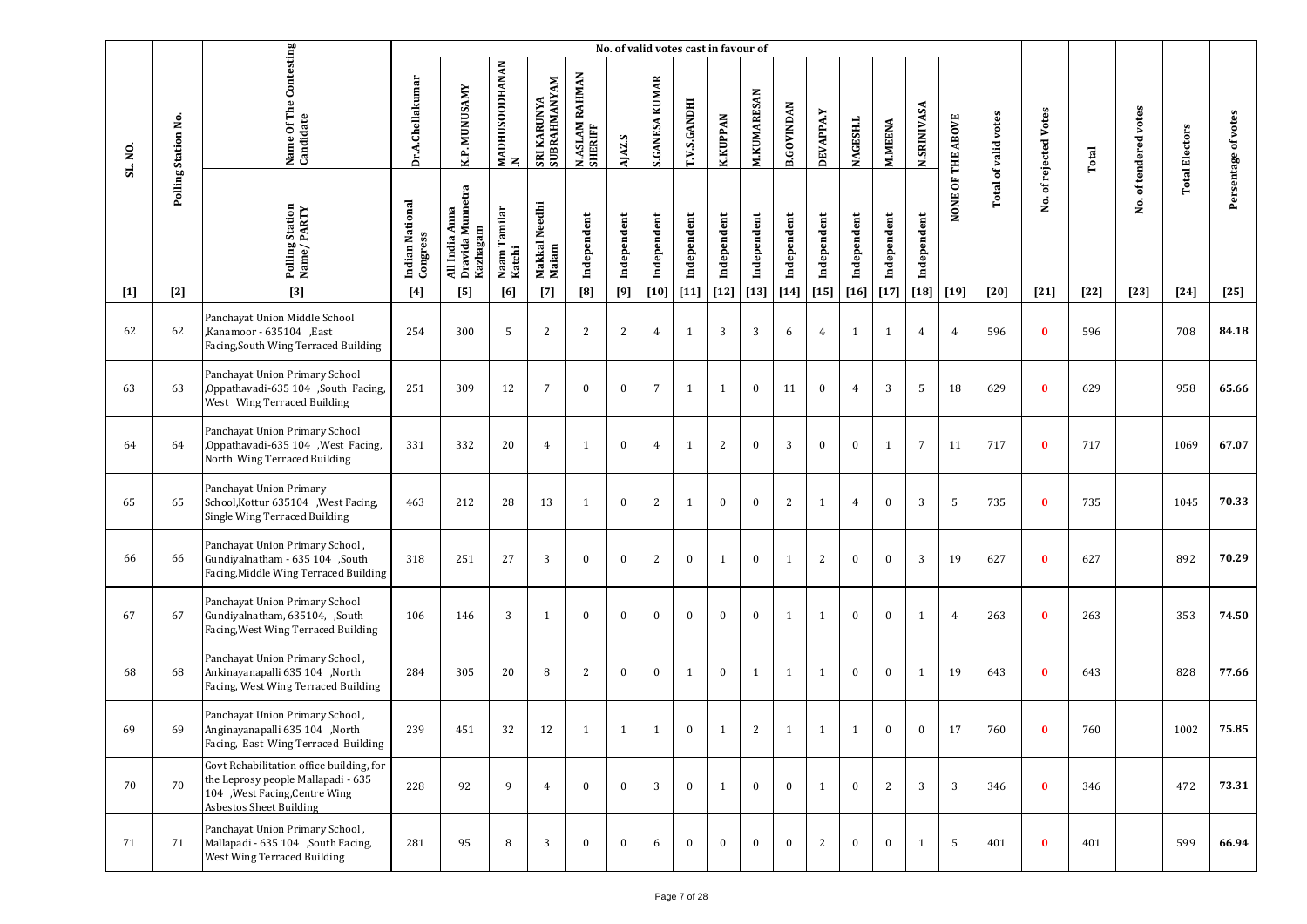| SL. NO. | Polling Station No. | Name Of The Contesting Candidate | No. of valid votes cast in favour of | | | | | | | | | | | | | | | | Total of valid votes | No. of rejected Votes | Total | No. of tendered votes | Total Electors | Persentage of votes |
|---|---|---|---|---|---|---|---|---|---|---|---|---|---|---|---|---|---|---|---|---|---|---|---|---|
| | | | Dr.A.Chellakumar | K.P. MUNUSAMY | MADHUSOODHANAN.N | SRI KARUNYA SUBRAHMANYAM | N.ASLAM RAHMAN SHERIFF | AJAZ.S | S.GANESA KUMAR | T.V.S.GANDHI | K.KUPPAN | M.KUMARESAN | B.GOVINDAN | DEVAPPA.Y | NAGESH.L | M.MEENA | N.SRINIVASA | NONE OF THE ABOVE | | | | | | |
| | | Polling Station Name/ PARTY | Indian National Congress | All India Anna Dravida Munnetra Kazhagam | Naam Tamilar Katchi | Makkal Needhi Maiam | Independent | Independent | Independent | Independent | Independent | Independent | Independent | Independent | Independent | Independent | Independent | | | | | | | |
| [1] | [2] | [3] | [4] | [5] | [6] | [7] | [8] | [9] | [10] | [11] | [12] | [13] | [14] | [15] | [16] | [17] | [18] | [19] | [20] | [21] | [22] | [23] | [24] | [25] |
| 62 | 62 | Panchayat Union Middle School ,Kanamoor - 635104 ,East Facing,South Wing Terraced Building | 254 | 300 | 5 | 2 | 2 | 2 | 4 | 1 | 3 | 3 | 6 | 4 | 1 | 1 | 4 | 4 | 596 | 0 | 596 | | 708 | 84.18 |
| 63 | 63 | Panchayat Union Primary School ,Oppathavadi-635 104 ,South Facing, West Wing Terraced Building | 251 | 309 | 12 | 7 | 0 | 0 | 7 | 1 | 1 | 0 | 11 | 0 | 4 | 3 | 5 | 18 | 629 | 0 | 629 | | 958 | 65.66 |
| 64 | 64 | Panchayat Union Primary School ,Oppathavadi-635 104 ,West Facing, North Wing Terraced Building | 331 | 332 | 20 | 4 | 1 | 0 | 4 | 1 | 2 | 0 | 3 | 0 | 0 | 1 | 7 | 11 | 717 | 0 | 717 | | 1069 | 67.07 |
| 65 | 65 | Panchayat Union Primary School,Kottur 635104 ,West Facing, Single Wing Terraced Building | 463 | 212 | 28 | 13 | 1 | 0 | 2 | 1 | 0 | 0 | 2 | 1 | 4 | 0 | 3 | 5 | 735 | 0 | 735 | | 1045 | 70.33 |
| 66 | 66 | Panchayat Union Primary School , Gundiyalnatham - 635 104 ,South Facing,Middle Wing Terraced Building | 318 | 251 | 27 | 3 | 0 | 0 | 2 | 0 | 1 | 0 | 1 | 2 | 0 | 0 | 3 | 19 | 627 | 0 | 627 | | 892 | 70.29 |
| 67 | 67 | Panchayat Union Primary School Gundiyalnatham, 635104, ,South Facing,West Wing Terraced Building | 106 | 146 | 3 | 1 | 0 | 0 | 0 | 0 | 0 | 0 | 1 | 1 | 0 | 0 | 1 | 4 | 263 | 0 | 263 | | 353 | 74.50 |
| 68 | 68 | Panchayat Union Primary School , Ankinayanapalli 635 104 ,North Facing, West Wing Terraced Building | 284 | 305 | 20 | 8 | 2 | 0 | 0 | 1 | 0 | 1 | 1 | 1 | 0 | 0 | 1 | 19 | 643 | 0 | 643 | | 828 | 77.66 |
| 69 | 69 | Panchayat Union Primary School , Anginayanapalli 635 104 ,North Facing, East Wing Terraced Building | 239 | 451 | 32 | 12 | 1 | 1 | 1 | 0 | 1 | 2 | 1 | 1 | 1 | 0 | 0 | 17 | 760 | 0 | 760 | | 1002 | 75.85 |
| 70 | 70 | Govt Rehabilitation office building, for the Leprosy people Mallapadi - 635 104 ,West Facing,Centre Wing Asbestos Sheet Building | 228 | 92 | 9 | 4 | 0 | 0 | 3 | 0 | 1 | 0 | 0 | 1 | 0 | 2 | 3 | 3 | 346 | 0 | 346 | | 472 | 73.31 |
| 71 | 71 | Panchayat Union Primary School , Mallapadi - 635 104 ,South Facing, West Wing Terraced Building | 281 | 95 | 8 | 3 | 0 | 0 | 6 | 0 | 0 | 0 | 0 | 2 | 0 | 0 | 1 | 5 | 401 | 0 | 401 | | 599 | 66.94 |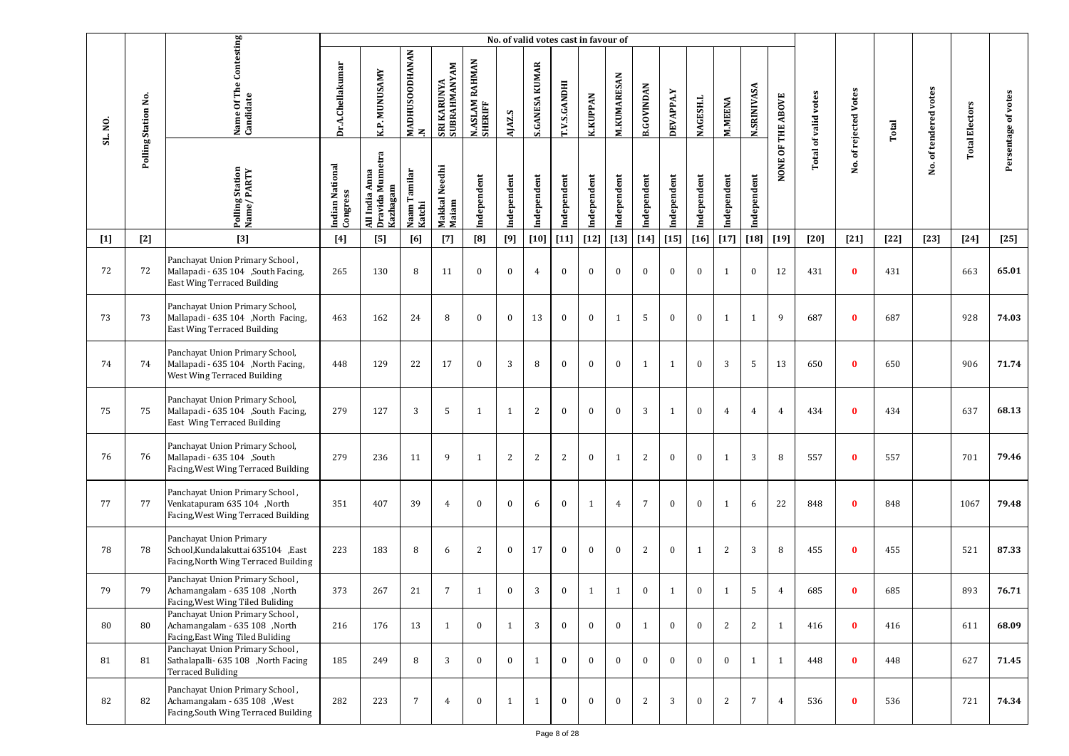| SL. NO. | Polling Station No. | Name Of The Contesting Candidate | No. of valid votes cast in favour of | | | | | | | | | | | | | | | | Total of valid votes | No. of rejected Votes | Total | No. of tendered votes | Total Electors | Persentage of votes |
|---|---|---|---|---|---|---|---|---|---|---|---|---|---|---|---|---|---|---|---|---|---|---|---|---|
| | | | Dr.A.Chellakumar | K.P. MUNUSAMY | MADHUSOODHANAN.N | SRI KARUNYA SUBRAHMANYAM | N.ASLAM RAHMAN SHERIFF | AJAZ.S | S.GANESA KUMAR | T.V.S.GANDHI | K.KUPPAN | M.KUMARESAN | B.GOVINDAN | DEVAPPA.Y | NAGESH.L | M.MEENA | N.SRINIVASA | NONE OF THE ABOVE | | | | | | |
| | | Polling Station Name/ PARTY | Indian National Congress | All India Anna Dravida Munnetra Kazhagam | Naam Tamilar Katchi | Makkal Needhi Maiam | Independent | Independent | Independent | Independent | Independent | Independent | Independent | Independent | Independent | Independent | Independent | | | | | | | |
| [1] | [2] | [3] | [4] | [5] | [6] | [7] | [8] | [9] | [10] | [11] | [12] | [13] | [14] | [15] | [16] | [17] | [18] | [19] | [20] | [21] | [22] | [23] | [24] | [25] |
| 72 | 72 | Panchayat Union Primary School , Mallapadi - 635 104 ,South Facing, East Wing Terraced Building | 265 | 130 | 8 | 11 | 0 | 0 | 4 | 0 | 0 | 0 | 0 | 0 | 0 | 1 | 0 | 12 | 431 | 0 | 431 | | 663 | 65.01 |
| 73 | 73 | Panchayat Union Primary School, Mallapadi - 635 104 ,North Facing, East Wing Terraced Building | 463 | 162 | 24 | 8 | 0 | 0 | 13 | 0 | 0 | 1 | 5 | 0 | 0 | 1 | 1 | 9 | 687 | 0 | 687 | | 928 | 74.03 |
| 74 | 74 | Panchayat Union Primary School, Mallapadi - 635 104 ,North Facing, West Wing Terraced Building | 448 | 129 | 22 | 17 | 0 | 3 | 8 | 0 | 0 | 0 | 1 | 1 | 0 | 3 | 5 | 13 | 650 | 0 | 650 | | 906 | 71.74 |
| 75 | 75 | Panchayat Union Primary School, Mallapadi - 635 104 ,South Facing, East Wing Terraced Building | 279 | 127 | 3 | 5 | 1 | 1 | 2 | 0 | 0 | 0 | 3 | 1 | 0 | 4 | 4 | 4 | 434 | 0 | 434 | | 637 | 68.13 |
| 76 | 76 | Panchayat Union Primary School, Mallapadi - 635 104 ,South Facing,West Wing Terraced Building | 279 | 236 | 11 | 9 | 1 | 2 | 2 | 2 | 0 | 1 | 2 | 0 | 0 | 1 | 3 | 8 | 557 | 0 | 557 | | 701 | 79.46 |
| 77 | 77 | Panchayat Union Primary School , Venkatapuram 635 104 ,North Facing,West Wing Terraced Building | 351 | 407 | 39 | 4 | 0 | 0 | 6 | 0 | 1 | 4 | 7 | 0 | 0 | 1 | 6 | 22 | 848 | 0 | 848 | | 1067 | 79.48 |
| 78 | 78 | Panchayat Union Primary School,Kundalakuttai 635104 ,East Facing,North Wing Terraced Building | 223 | 183 | 8 | 6 | 2 | 0 | 17 | 0 | 0 | 0 | 2 | 0 | 1 | 2 | 3 | 8 | 455 | 0 | 455 | | 521 | 87.33 |
| 79 | 79 | Panchayat Union Primary School , Achamangalam - 635 108 ,North Facing,West Wing Tiled Buliding | 373 | 267 | 21 | 7 | 1 | 0 | 3 | 0 | 1 | 1 | 0 | 1 | 0 | 1 | 5 | 4 | 685 | 0 | 685 | | 893 | 76.71 |
| 80 | 80 | Panchayat Union Primary School , Achamangalam - 635 108 ,North Facing,East Wing Tiled Buliding | 216 | 176 | 13 | 1 | 0 | 1 | 3 | 0 | 0 | 0 | 1 | 0 | 0 | 2 | 2 | 1 | 416 | 0 | 416 | | 611 | 68.09 |
| 81 | 81 | Panchayat Union Primary School , Sathalapalli- 635 108 ,North Facing Terraced Buliding | 185 | 249 | 8 | 3 | 0 | 0 | 1 | 0 | 0 | 0 | 0 | 0 | 0 | 0 | 1 | 1 | 448 | 0 | 448 | | 627 | 71.45 |
| 82 | 82 | Panchayat Union Primary School , Achamangalam - 635 108 ,West Facing,South Wing Terraced Building | 282 | 223 | 7 | 4 | 0 | 1 | 1 | 0 | 0 | 0 | 2 | 3 | 0 | 2 | 7 | 4 | 536 | 0 | 536 | | 721 | 74.34 |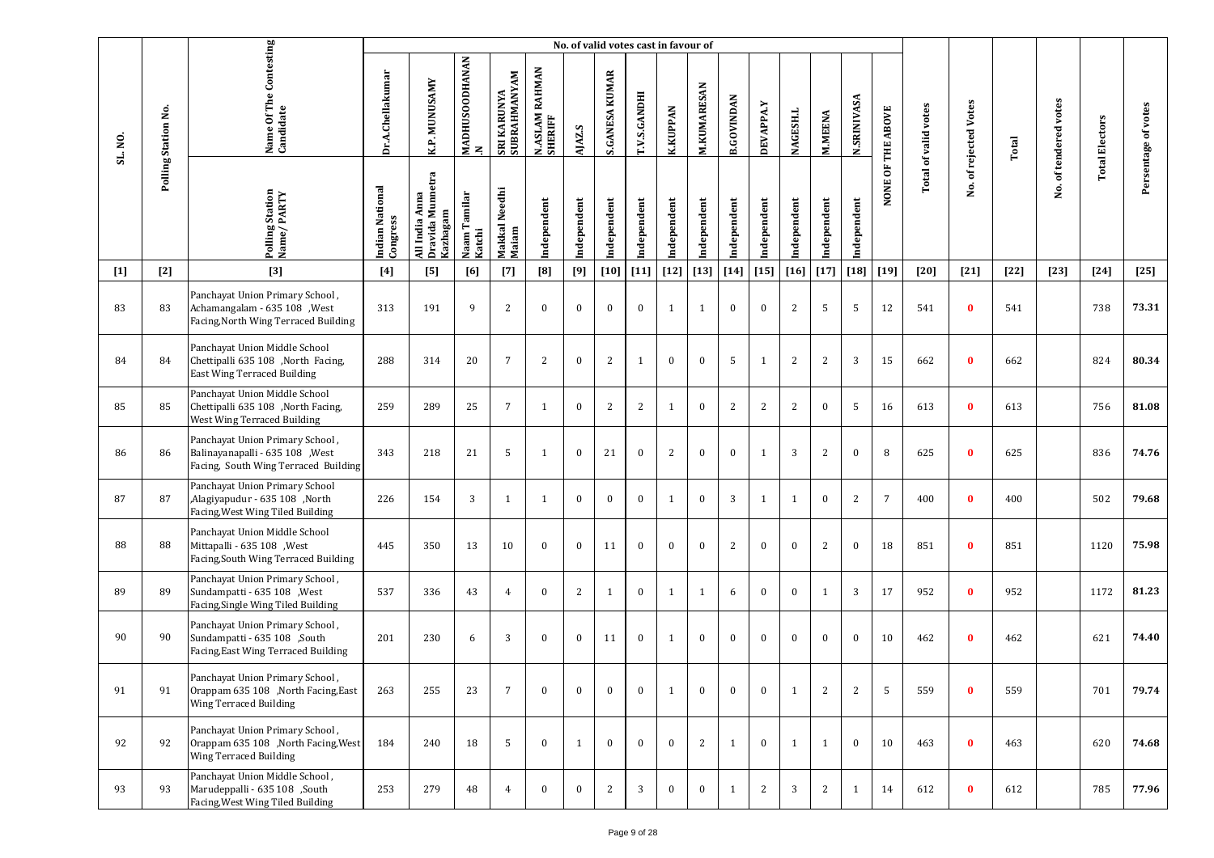| SL. NO. | Polling Station No. | Name Of The Contesting Candidate | No. of valid votes cast in favour of | | | | | | | | | | | | | | | | Total of valid votes | No. of rejected Votes | Total | No. of tendered votes | Total Electors | Persentage of votes |
|---|---|---|---|---|---|---|---|---|---|---|---|---|---|---|---|---|---|---|---|---|---|---|---|---|
| | | | Dr.A.Chellakumar | K.P. MUNUSAMY | MADHUSOODHANAN .N | SRI KARUNYA SUBRAHMANYAM | N.ASLAM RAHMAN SHERIFF | AJAZ.S | S.GANESA KUMAR | T.V.S.GANDHI | K.KUPPAN | M.KUMARESAN | B.GOVINDAN | DEVAPPA.Y | NAGESH.L | M.MEENA | N.SRINIVASA | NONE OF THE ABOVE | | | | | | |
| | | Polling Station Name/ PARTY | Indian National Congress | All India Anna Dravida Munnetra Kazhagam | Naam Tamilar Katchi | Makkal Needhi Maiam | Independent | Independent | Independent | Independent | Independent | Independent | Independent | Independent | Independent | Independent | Independent | | | | | | | |
| [1] | [2] | [3] | [4] | [5] | [6] | [7] | [8] | [9] | [10] | [11] | [12] | [13] | [14] | [15] | [16] | [17] | [18] | [19] | [20] | [21] | [22] | [23] | [24] | [25] |
| 83 | 83 | Panchayat Union Primary School , Achamangalam - 635 108 ,West Facing,North Wing Terraced Building | 313 | 191 | 9 | 2 | 0 | 0 | 0 | 0 | 1 | 1 | 0 | 0 | 2 | 5 | 5 | 12 | 541 | 0 | 541 | | 738 | 73.31 |
| 84 | 84 | Panchayat Union Middle School Chettipalli 635 108 ,North Facing, East Wing Terraced Building | 288 | 314 | 20 | 7 | 2 | 0 | 2 | 1 | 0 | 0 | 5 | 1 | 2 | 2 | 3 | 15 | 662 | 0 | 662 | | 824 | 80.34 |
| 85 | 85 | Panchayat Union Middle School Chettipalli 635 108 ,North Facing, West Wing Terraced Building | 259 | 289 | 25 | 7 | 1 | 0 | 2 | 2 | 1 | 0 | 2 | 2 | 2 | 0 | 5 | 16 | 613 | 0 | 613 | | 756 | 81.08 |
| 86 | 86 | Panchayat Union Primary School , Balinayanapalli - 635 108 ,West Facing, South Wing Terraced Building | 343 | 218 | 21 | 5 | 1 | 0 | 21 | 0 | 2 | 0 | 0 | 1 | 3 | 2 | 0 | 8 | 625 | 0 | 625 | | 836 | 74.76 |
| 87 | 87 | Panchayat Union Primary School ,Alagiyapudur - 635 108 ,North Facing,West Wing Tiled Building | 226 | 154 | 3 | 1 | 1 | 0 | 0 | 0 | 1 | 0 | 3 | 1 | 1 | 0 | 2 | 7 | 400 | 0 | 400 | | 502 | 79.68 |
| 88 | 88 | Panchayat Union Middle School Mittapalli - 635 108 ,West Facing,South Wing Terraced Building | 445 | 350 | 13 | 10 | 0 | 0 | 11 | 0 | 0 | 0 | 2 | 0 | 0 | 2 | 0 | 18 | 851 | 0 | 851 | | 1120 | 75.98 |
| 89 | 89 | Panchayat Union Primary School , Sundampatti - 635 108 ,West Facing,Single Wing Tiled Building | 537 | 336 | 43 | 4 | 0 | 2 | 1 | 0 | 1 | 1 | 6 | 0 | 0 | 1 | 3 | 17 | 952 | 0 | 952 | | 1172 | 81.23 |
| 90 | 90 | Panchayat Union Primary School , Sundampatti - 635 108 ,South Facing,East Wing Terraced Building | 201 | 230 | 6 | 3 | 0 | 0 | 11 | 0 | 1 | 0 | 0 | 0 | 0 | 0 | 0 | 10 | 462 | 0 | 462 | | 621 | 74.40 |
| 91 | 91 | Panchayat Union Primary School , Orappam 635 108 ,North Facing,East Wing Terraced Building | 263 | 255 | 23 | 7 | 0 | 0 | 0 | 0 | 1 | 0 | 0 | 0 | 1 | 2 | 2 | 5 | 559 | 0 | 559 | | 701 | 79.74 |
| 92 | 92 | Panchayat Union Primary School , Orappam 635 108 ,North Facing,West Wing Terraced Building | 184 | 240 | 18 | 5 | 0 | 1 | 0 | 0 | 0 | 2 | 1 | 0 | 1 | 1 | 0 | 10 | 463 | 0 | 463 | | 620 | 74.68 |
| 93 | 93 | Panchayat Union Middle School , Marudeppalli - 635 108 ,South Facing,West Wing Tiled Building | 253 | 279 | 48 | 4 | 0 | 0 | 2 | 3 | 0 | 0 | 1 | 2 | 3 | 2 | 1 | 14 | 612 | 0 | 612 | | 785 | 77.96 |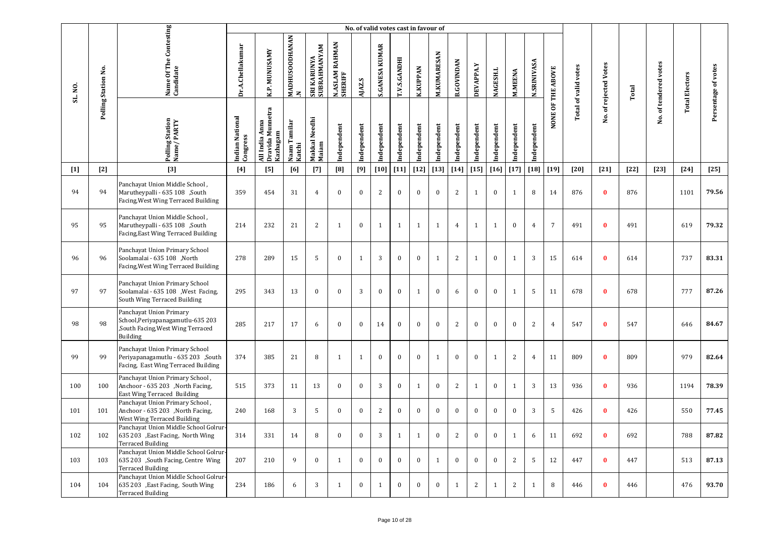| SL. NO. | Polling Station No. | Name Of The Contesting Candidate | No. of valid votes cast in favour of | | | | | | | | | | | | | | | | Total of valid votes | No. of rejected Votes | Total | No. of tendered votes | Total Electors | Persentage of votes |
|---|---|---|---|---|---|---|---|---|---|---|---|---|---|---|---|---|---|---|---|---|---|---|---|---|
| | | | Dr.A.Chellakumar | K.P. MUNUSAMY | MADHUSOODHANAN .N | SRI KARUNYA SUBRAHMANYAM | N.ASLAM RAHMAN SHERIFF | AJAZ.S | S.GANESA KUMAR | T.V.S.GANDHI | K.KUPPAN | M.KUMARESAN | B.GOVINDAN | DEVAPPA.Y | NAGESH.L | M.MEENA | N.SRINIVASA | NONE OF THE ABOVE | | | | | | |
| | | Polling Station Name/ PARTY | Indian National Congress | All India Anna Dravida Munnetra Kazhagam | Naam Tamilar Katchi | Makkal Needhi Maiam | Independent | Independent | Independent | Independent | Independent | Independent | Independent | Independent | Independent | Independent | Independent | | | | | | | |
| [1] | [2] | [3] | [4] | [5] | [6] | [7] | [8] | [9] | [10] | [11] | [12] | [13] | [14] | [15] | [16] | [17] | [18] | [19] | [20] | [21] | [22] | [23] | [24] | [25] |
| 94 | 94 | Panchayat Union Middle School , Marutheypalli - 635 108 ,South Facing,West Wing Terraced Building | 359 | 454 | 31 | 4 | 0 | 0 | 2 | 0 | 0 | 0 | 2 | 1 | 0 | 1 | 8 | 14 | 876 | 0 | 876 | | 1101 | 79.56 |
| 95 | 95 | Panchayat Union Middle School , Marutheypalli - 635 108 ,South Facing,East Wing Terraced Building | 214 | 232 | 21 | 2 | 1 | 0 | 1 | 1 | 1 | 1 | 4 | 1 | 1 | 0 | 4 | 7 | 491 | 0 | 491 | | 619 | 79.32 |
| 96 | 96 | Panchayat Union Primary School Soolamalai - 635 108 ,North Facing,West Wing Terraced Building | 278 | 289 | 15 | 5 | 0 | 1 | 3 | 0 | 0 | 1 | 2 | 1 | 0 | 1 | 3 | 15 | 614 | 0 | 614 | | 737 | 83.31 |
| 97 | 97 | Panchayat Union Primary School Soolamalai - 635 108 ,West Facing, South Wing Terraced Building | 295 | 343 | 13 | 0 | 0 | 3 | 0 | 0 | 1 | 0 | 6 | 0 | 0 | 1 | 5 | 11 | 678 | 0 | 678 | | 777 | 87.26 |
| 98 | 98 | Panchayat Union Primary School,Periyapanagamutlu-635 203 ,South Facing,West Wing Terraced Building | 285 | 217 | 17 | 6 | 0 | 0 | 14 | 0 | 0 | 0 | 2 | 0 | 0 | 0 | 2 | 4 | 547 | 0 | 547 | | 646 | 84.67 |
| 99 | 99 | Panchayat Union Primary School Periyapanagamutlu - 635 203 ,South Facing, East Wing Terraced Building | 374 | 385 | 21 | 8 | 1 | 1 | 0 | 0 | 0 | 1 | 0 | 0 | 1 | 2 | 4 | 11 | 809 | 0 | 809 | | 979 | 82.64 |
| 100 | 100 | Panchayat Union Primary School , Anchoor - 635 203 ,North Facing, East Wing Terraced Building | 515 | 373 | 11 | 13 | 0 | 0 | 3 | 0 | 1 | 0 | 2 | 1 | 0 | 1 | 3 | 13 | 936 | 0 | 936 | | 1194 | 78.39 |
| 101 | 101 | Panchayat Union Primary School , Anchoor - 635 203 ,North Facing, West Wing Terraced Building | 240 | 168 | 3 | 5 | 0 | 0 | 2 | 0 | 0 | 0 | 0 | 0 | 0 | 0 | 3 | 5 | 426 | 0 | 426 | | 550 | 77.45 |
| 102 | 102 | Panchayat Union Middle School Golrur-635 203 ,East Facing, North Wing Terraced Building | 314 | 331 | 14 | 8 | 0 | 0 | 3 | 1 | 1 | 0 | 2 | 0 | 0 | 1 | 6 | 11 | 692 | 0 | 692 | | 788 | 87.82 |
| 103 | 103 | Panchayat Union Middle School Golrur-635 203 ,South Facing, Centre Wing Terraced Building | 207 | 210 | 9 | 0 | 1 | 0 | 0 | 0 | 0 | 1 | 0 | 0 | 0 | 2 | 5 | 12 | 447 | 0 | 447 | | 513 | 87.13 |
| 104 | 104 | Panchayat Union Middle School Golrur-635 203 ,East Facing, South Wing Terraced Building | 234 | 186 | 6 | 3 | 1 | 0 | 1 | 0 | 0 | 0 | 1 | 2 | 1 | 2 | 1 | 8 | 446 | 0 | 446 | | 476 | 93.70 |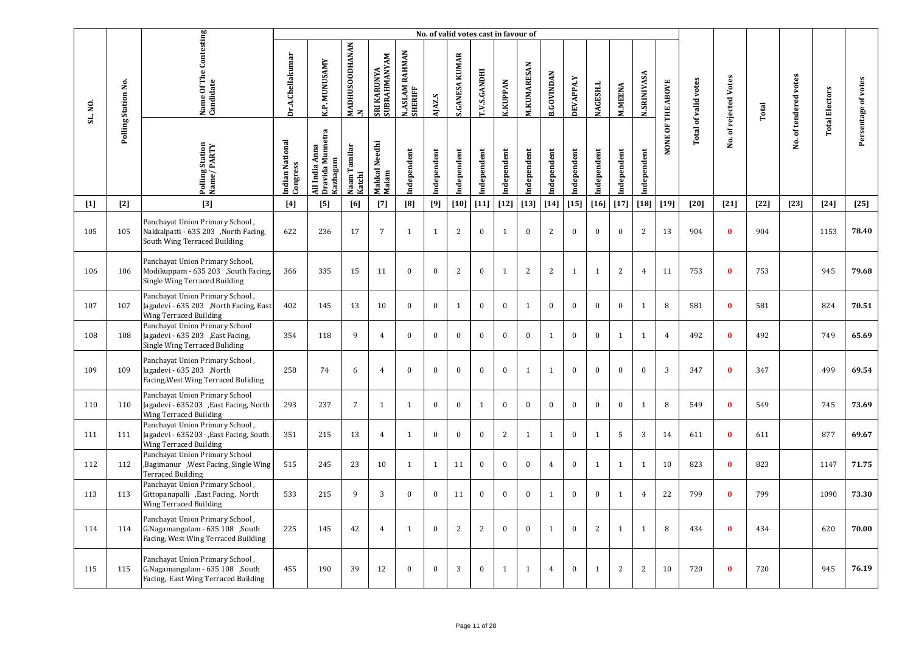| SL. NO. | Polling Station No. | Name Of The Contesting Candidate / Polling Station Name/ PARTY | No. of valid votes cast in favour of | | | | | | | | | | | | | | | | Total of valid votes | No. of rejected Votes | Total | No. of tendered votes | Total Electors | Persentage of votes |
|---|---|---|---|---|---|---|---|---|---|---|---|---|---|---|---|---|---|---|---|---|---|---|---|---|
| | | | Dr.A.Chellakumar | K.P. MUNUSAMY | MADHUSOODHANAN.N | SRI KARUNYA SUBRAHMANYAM | N.ASLAM RAHMAN SHERIFF | AJAZ.S | S.GANESA KUMAR | T.V.S.GANDHI | K.KUPPAN | M.KUMARESAN | B.GOVINDAN | DEVAPPA.Y | NAGESH.L | M.MEENA | N.SRINIVASA | NONE OF THE ABOVE | | | | | | |
| | | | Indian National Congress | All India Anna Dravida Munnetra Kazhagam | Naam Tamilar Katchi | Makkal Needhi Maiam | Independent | Independent | Independent | Independent | Independent | Independent | Independent | Independent | Independent | Independent | Independent | | | | | | | |
| [1] | [2] | [3] | [4] | [5] | [6] | [7] | [8] | [9] | [10] | [11] | [12] | [13] | [14] | [15] | [16] | [17] | [18] | [19] | [20] | [21] | [22] | [23] | [24] | [25] |
| 105 | 105 | Panchayat Union Primary School , Nakkalpatti - 635 203 ,North Facing, South Wing Terraced Building | 622 | 236 | 17 | 7 | 1 | 1 | 2 | 0 | 1 | 0 | 2 | 0 | 0 | 0 | 2 | 13 | 904 | 0 | 904 | | 1153 | 78.40 |
| 106 | 106 | Panchayat Union Primary School, Modikuppam - 635 203 ,South Facing, Single Wing Terraced Building | 366 | 335 | 15 | 11 | 0 | 0 | 2 | 0 | 1 | 2 | 2 | 1 | 1 | 2 | 4 | 11 | 753 | 0 | 753 | | 945 | 79.68 |
| 107 | 107 | Panchayat Union Primary School , Jagadevi - 635 203 ,North Facing, East Wing Terraced Building | 402 | 145 | 13 | 10 | 0 | 0 | 1 | 0 | 0 | 1 | 0 | 0 | 0 | 0 | 1 | 8 | 581 | 0 | 581 | | 824 | 70.51 |
| 108 | 108 | Panchayat Union Primary School Jagadevi - 635 203 ,East Facing, Single Wing Terraced Buliding | 354 | 118 | 9 | 4 | 0 | 0 | 0 | 0 | 0 | 0 | 1 | 0 | 0 | 1 | 1 | 4 | 492 | 0 | 492 | | 749 | 65.69 |
| 109 | 109 | Panchayat Union Primary School , Jagadevi - 635 203 ,North Facing,West Wing Terraced Buliding | 258 | 74 | 6 | 4 | 0 | 0 | 0 | 0 | 0 | 1 | 1 | 0 | 0 | 0 | 0 | 3 | 347 | 0 | 347 | | 499 | 69.54 |
| 110 | 110 | Panchayat Union Primary School Jagadevi - 635203 ,East Facing, North Wing Terraced Building | 293 | 237 | 7 | 1 | 1 | 0 | 0 | 1 | 0 | 0 | 0 | 0 | 0 | 0 | 1 | 8 | 549 | 0 | 549 | | 745 | 73.69 |
| 111 | 111 | Panchayat Union Primary School , Jagadevi - 635203 ,East Facing, South Wing Terraced Building | 351 | 215 | 13 | 4 | 1 | 0 | 0 | 0 | 2 | 1 | 1 | 0 | 1 | 5 | 3 | 14 | 611 | 0 | 611 | | 877 | 69.67 |
| 112 | 112 | Panchayat Union Primary School ,Bagimanur ,West Facing, Single Wing Terraced Building | 515 | 245 | 23 | 10 | 1 | 1 | 11 | 0 | 0 | 0 | 4 | 0 | 1 | 1 | 1 | 10 | 823 | 0 | 823 | | 1147 | 71.75 |
| 113 | 113 | Panchayat Union Primary School , Gittopanapalli ,East Facing, North Wing Terraced Building | 533 | 215 | 9 | 3 | 0 | 0 | 11 | 0 | 0 | 0 | 1 | 0 | 0 | 1 | 4 | 22 | 799 | 0 | 799 | | 1090 | 73.30 |
| 114 | 114 | Panchayat Union Primary School , G.Nagamangalam - 635 108 ,South Facing, West Wing Terraced Building | 225 | 145 | 42 | 4 | 1 | 0 | 2 | 2 | 0 | 0 | 1 | 0 | 2 | 1 | 1 | 8 | 434 | 0 | 434 | | 620 | 70.00 |
| 115 | 115 | Panchayat Union Primary School , G.Nagamangalam - 635 108 ,South Facing, East Wing Terraced Building | 455 | 190 | 39 | 12 | 0 | 0 | 3 | 0 | 1 | 1 | 4 | 0 | 1 | 2 | 2 | 10 | 720 | 0 | 720 | | 945 | 76.19 |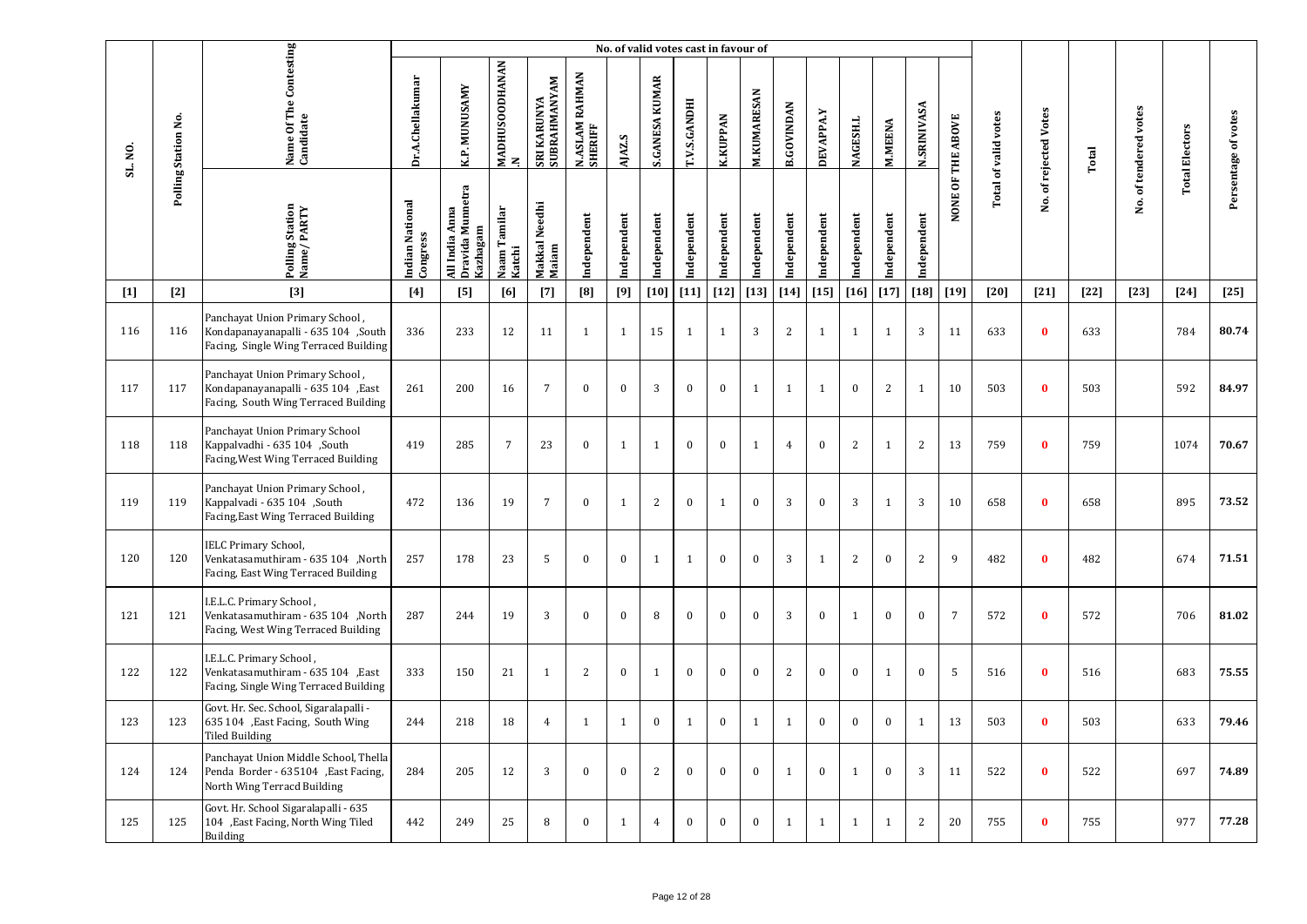| SL. NO. | Polling Station No. | Name Of The Contesting Candidate | No. of valid votes cast in favour of | | | | | | | | | | | | | | | | Total of valid votes | No. of rejected Votes | Total | No. of tendered votes | Total Electors | Persentage of votes |
|---|---|---|---|---|---|---|---|---|---|---|---|---|---|---|---|---|---|---|---|---|---|---|---|---|
| | | | Dr.A.Chellakumar | K.P. MUNUSAMY | MADHUSOODHANAN.N | SRI KARUNYA SUBRAHMANYAM | N.ASLAM RAHMAN SHERIFF | AJAZ.S | S.GANESA KUMAR | T.V.S.GANDHI | K.KUPPAN | M.KUMARESAN | B.GOVINDAN | DEVAPPA.Y | NAGESH.L | M.MEENA | N.SRINIVASA | NONE OF THE ABOVE | | | | | | |
| | | Polling Station Name/ PARTY | Indian National Congress | All India Anna Dravida Munnetra Kazhagam | Naam Tamilar Katchi | Makkal Needhi Maiam | Independent | Independent | Independent | Independent | Independent | Independent | Independent | Independent | Independent | Independent | Independent | | | | | | | |
| [1] | [2] | [3] | [4] | [5] | [6] | [7] | [8] | [9] | [10] | [11] | [12] | [13] | [14] | [15] | [16] | [17] | [18] | [19] | [20] | [21] | [22] | [23] | [24] | [25] |
| 116 | 116 | Panchayat Union Primary School , Kondapanayanapalli - 635 104 ,South Facing, Single Wing Terraced Building | 336 | 233 | 12 | 11 | 1 | 1 | 15 | 1 | 1 | 3 | 2 | 1 | 1 | 1 | 3 | 11 | 633 | 0 | 633 | | 784 | 80.74 |
| 117 | 117 | Panchayat Union Primary School , Kondapanayanapalli - 635 104 ,East Facing, South Wing Terraced Building | 261 | 200 | 16 | 7 | 0 | 0 | 3 | 0 | 0 | 1 | 1 | 1 | 0 | 2 | 1 | 10 | 503 | 0 | 503 | | 592 | 84.97 |
| 118 | 118 | Panchayat Union Primary School Kappalvadhi - 635 104 ,South Facing,West Wing Terraced Building | 419 | 285 | 7 | 23 | 0 | 1 | 1 | 0 | 0 | 1 | 4 | 0 | 2 | 1 | 2 | 13 | 759 | 0 | 759 | | 1074 | 70.67 |
| 119 | 119 | Panchayat Union Primary School , Kappalvadi - 635 104 ,South Facing,East Wing Terraced Building | 472 | 136 | 19 | 7 | 0 | 1 | 2 | 0 | 1 | 0 | 3 | 0 | 3 | 1 | 3 | 10 | 658 | 0 | 658 | | 895 | 73.52 |
| 120 | 120 | IELC Primary School, Venkatasamuthiram - 635 104 ,North Facing, East Wing Terraced Building | 257 | 178 | 23 | 5 | 0 | 0 | 1 | 1 | 0 | 0 | 3 | 1 | 2 | 0 | 2 | 9 | 482 | 0 | 482 | | 674 | 71.51 |
| 121 | 121 | I.E.L.C. Primary School , Venkatasamuthiram - 635 104 ,North Facing, West Wing Terraced Building | 287 | 244 | 19 | 3 | 0 | 0 | 8 | 0 | 0 | 0 | 3 | 0 | 1 | 0 | 0 | 7 | 572 | 0 | 572 | | 706 | 81.02 |
| 122 | 122 | I.E.L.C. Primary School , Venkatasamuthiram - 635 104 ,East Facing, Single Wing Terraced Building | 333 | 150 | 21 | 1 | 2 | 0 | 1 | 0 | 0 | 0 | 2 | 0 | 0 | 1 | 0 | 5 | 516 | 0 | 516 | | 683 | 75.55 |
| 123 | 123 | Govt. Hr. Sec. School, Sigaralapalli - 635 104 ,East Facing, South Wing Tiled Building | 244 | 218 | 18 | 4 | 1 | 1 | 0 | 1 | 0 | 1 | 1 | 0 | 0 | 0 | 1 | 13 | 503 | 0 | 503 | | 633 | 79.46 |
| 124 | 124 | Panchayat Union Middle School, Thella Penda Border - 635104 ,East Facing, North Wing Terracd Building | 284 | 205 | 12 | 3 | 0 | 0 | 2 | 0 | 0 | 0 | 1 | 0 | 1 | 0 | 3 | 11 | 522 | 0 | 522 | | 697 | 74.89 |
| 125 | 125 | Govt. Hr. School Sigaralapalli - 635 104 ,East Facing, North Wing Tiled Building | 442 | 249 | 25 | 8 | 0 | 1 | 4 | 0 | 0 | 0 | 1 | 1 | 1 | 1 | 2 | 20 | 755 | 0 | 755 | | 977 | 77.28 |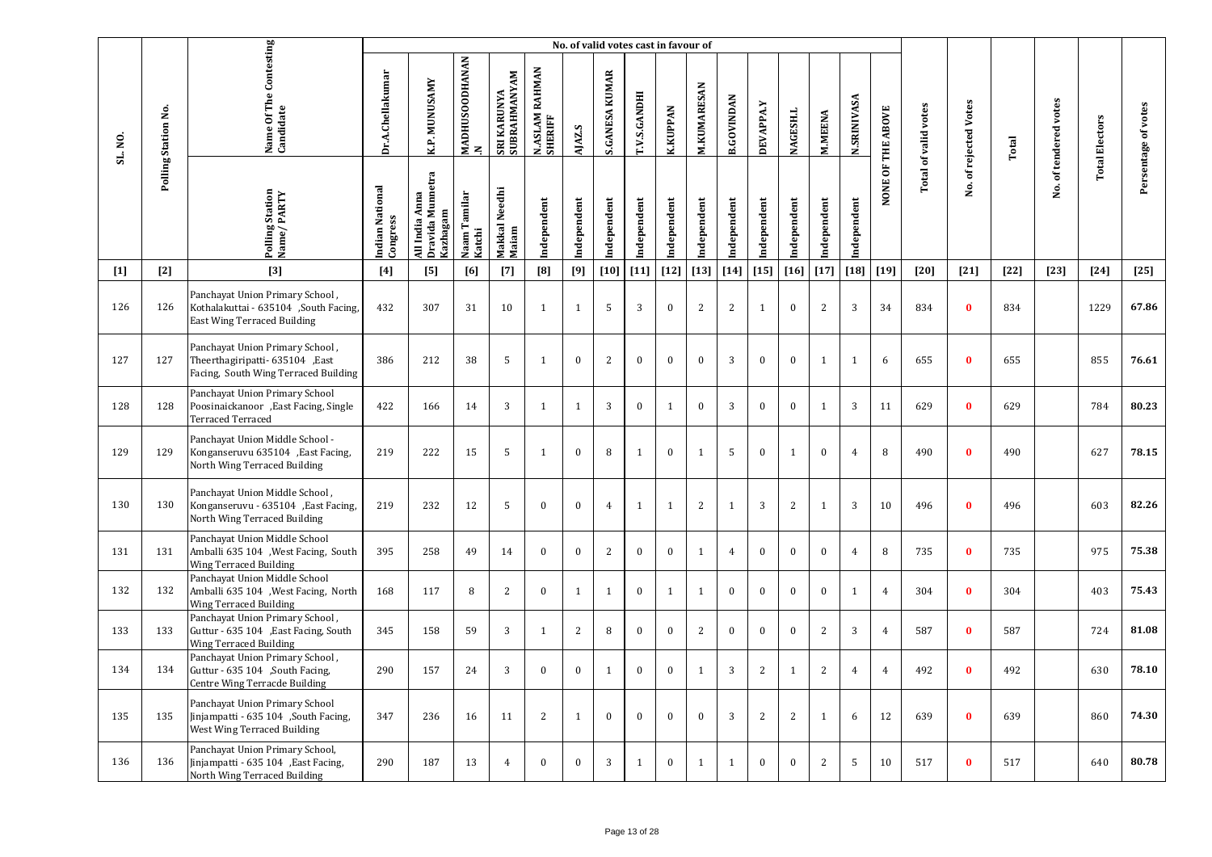| SL. NO. | Polling Station No. | Name Of The Contesting Candidate | No. of valid votes cast in favour of | | | | | | | | | | | | | | | | Total of valid votes | No. of rejected Votes | Total | No. of tendered votes | Total Electors | Persentage of votes |
|---|---|---|---|---|---|---|---|---|---|---|---|---|---|---|---|---|---|---|---|---|---|---|---|---|
| | | | Dr.A.Chellakumar | K.P. MUNUSAMY | MADHUSOODHANAN.N | SRI KARUNYA SUBRAHMANYAM | N.ASLAM RAHMAN SHERIFF | AJAZ.S | S.GANESA KUMAR | T.V.S.GANDHI | K.KUPPAN | M.KUMARESAN | B.GOVINDAN | DEVAPPA.Y | NAGESH.L | M.MEENA | N.SRINIVASA | NONE OF THE ABOVE | | | | | | |
| | | Polling Station Name/ PARTY | Indian National Congress | All India Anna Dravida Munnetra Kazhagam | Naam Tamilar Katchi | Makkal Needhi Maiam | Independent | Independent | Independent | Independent | Independent | Independent | Independent | Independent | Independent | Independent | Independent | | | | | | | |
| [1] | [2] | [3] | [4] | [5] | [6] | [7] | [8] | [9] | [10] | [11] | [12] | [13] | [14] | [15] | [16] | [17] | [18] | [19] | [20] | [21] | [22] | [23] | [24] | [25] |
| 126 | 126 | Panchayat Union Primary School , Kothalakuttai - 635104 ,South Facing, East Wing Terraced Building | 432 | 307 | 31 | 10 | 1 | 1 | 5 | 3 | 0 | 2 | 2 | 1 | 0 | 2 | 3 | 34 | 834 | 0 | 834 | | 1229 | 67.86 |
| 127 | 127 | Panchayat Union Primary School , Theerthagiripatti- 635104 ,East Facing, South Wing Terraced Building | 386 | 212 | 38 | 5 | 1 | 0 | 2 | 0 | 0 | 0 | 3 | 0 | 0 | 1 | 1 | 6 | 655 | 0 | 655 | | 855 | 76.61 |
| 128 | 128 | Panchayat Union Primary School Poosinaickanoor ,East Facing, Single Terraced Terraced | 422 | 166 | 14 | 3 | 1 | 1 | 3 | 0 | 1 | 0 | 3 | 0 | 0 | 1 | 3 | 11 | 629 | 0 | 629 | | 784 | 80.23 |
| 129 | 129 | Panchayat Union Middle School - Konganseruvu 635104 ,East Facing, North Wing Terraced Building | 219 | 222 | 15 | 5 | 1 | 0 | 8 | 1 | 0 | 1 | 5 | 0 | 1 | 0 | 4 | 8 | 490 | 0 | 490 | | 627 | 78.15 |
| 130 | 130 | Panchayat Union Middle School , Konganseruvu - 635104 ,East Facing, North Wing Terraced Building | 219 | 232 | 12 | 5 | 0 | 0 | 4 | 1 | 1 | 2 | 1 | 3 | 2 | 1 | 3 | 10 | 496 | 0 | 496 | | 603 | 82.26 |
| 131 | 131 | Panchayat Union Middle School Amballi 635 104 ,West Facing, South Wing Terraced Building | 395 | 258 | 49 | 14 | 0 | 0 | 2 | 0 | 0 | 1 | 4 | 0 | 0 | 0 | 4 | 8 | 735 | 0 | 735 | | 975 | 75.38 |
| 132 | 132 | Panchayat Union Middle School Amballi 635 104 ,West Facing, North Wing Terraced Building | 168 | 117 | 8 | 2 | 0 | 1 | 1 | 0 | 1 | 1 | 0 | 0 | 0 | 0 | 1 | 4 | 304 | 0 | 304 | | 403 | 75.43 |
| 133 | 133 | Panchayat Union Primary School , Guttur - 635 104 ,East Facing, South Wing Terraced Building | 345 | 158 | 59 | 3 | 1 | 2 | 8 | 0 | 0 | 2 | 0 | 0 | 0 | 2 | 3 | 4 | 587 | 0 | 587 | | 724 | 81.08 |
| 134 | 134 | Panchayat Union Primary School , Guttur - 635 104 ,South Facing, Centre Wing Terracde Building | 290 | 157 | 24 | 3 | 0 | 0 | 1 | 0 | 0 | 1 | 3 | 2 | 1 | 2 | 4 | 4 | 492 | 0 | 492 | | 630 | 78.10 |
| 135 | 135 | Panchayat Union Primary School Jinjampatti - 635 104 ,South Facing, West Wing Terraced Building | 347 | 236 | 16 | 11 | 2 | 1 | 0 | 0 | 0 | 0 | 3 | 2 | 2 | 1 | 6 | 12 | 639 | 0 | 639 | | 860 | 74.30 |
| 136 | 136 | Panchayat Union Primary School, Jinjampatti - 635 104 ,East Facing, North Wing Terraced Building | 290 | 187 | 13 | 4 | 0 | 0 | 3 | 1 | 0 | 1 | 1 | 0 | 0 | 2 | 5 | 10 | 517 | 0 | 517 | | 640 | 80.78 |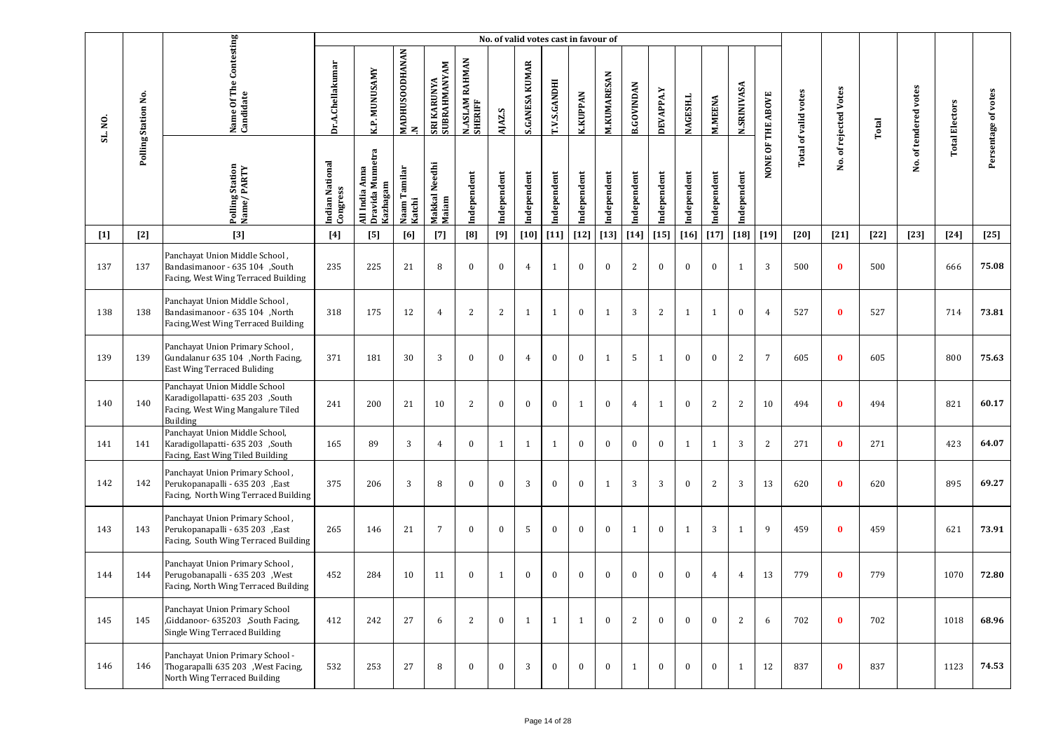| SL. NO. | Polling Station No. | Name Of The Contesting Candidate | No. of valid votes cast in favour of | | | | | | | | | | | | | | | | Total of valid votes | No. of rejected Votes | Total | No. of tendered votes | Total Electors | Persentage of votes |
|---|---|---|---|---|---|---|---|---|---|---|---|---|---|---|---|---|---|---|---|---|---|---|---|---|
| | | | Dr.A.Chellakumar | K.P. MUNUSAMY | MADHUSOODHANAN.N | SRI KARUNYA SUBRAHMANYAM | N.ASLAM RAHMAN SHERIFF | AJAZ.S | S.GANESA KUMAR | T.V.S.GANDHI | K.KUPPAN | M.KUMARESAN | B.GOVINDAN | DEVAPPA.Y | NAGESH.L | M.MEENA | N.SRINIVASA | NONE OF THE ABOVE | | | | | | |
| | | Polling Station Name/ PARTY | Indian National Congress | All India Anna Dravida Munnetra Kazhagam | Naam Tamilar Katchi | Makkal Needhi Maiam | Independent | Independent | Independent | Independent | Independent | Independent | Independent | Independent | Independent | Independent | Independent | | | | | | | |
| [1] | [2] | [3] | [4] | [5] | [6] | [7] | [8] | [9] | [10] | [11] | [12] | [13] | [14] | [15] | [16] | [17] | [18] | [19] | [20] | [21] | [22] | [23] | [24] | [25] |
| 137 | 137 | Panchayat Union Middle School , Bandasimanoor - 635 104 ,South Facing, West Wing Terraced Building | 235 | 225 | 21 | 8 | 0 | 0 | 4 | 1 | 0 | 0 | 2 | 0 | 0 | 0 | 1 | 3 | 500 | 0 | 500 | | 666 | 75.08 |
| 138 | 138 | Panchayat Union Middle School , Bandasimanoor - 635 104 ,North Facing,West Wing Terraced Building | 318 | 175 | 12 | 4 | 2 | 2 | 1 | 1 | 0 | 1 | 3 | 2 | 1 | 1 | 0 | 4 | 527 | 0 | 527 | | 714 | 73.81 |
| 139 | 139 | Panchayat Union Primary School , Gundalanur 635 104 ,North Facing, East Wing Terraced Buliding | 371 | 181 | 30 | 3 | 0 | 0 | 4 | 0 | 0 | 1 | 5 | 1 | 0 | 0 | 2 | 7 | 605 | 0 | 605 | | 800 | 75.63 |
| 140 | 140 | Panchayat Union Middle School Karadigollapatti- 635 203 ,South Facing, West Wing Mangalure Tiled Building | 241 | 200 | 21 | 10 | 2 | 0 | 0 | 0 | 1 | 0 | 4 | 1 | 0 | 2 | 2 | 10 | 494 | 0 | 494 | | 821 | 60.17 |
| 141 | 141 | Panchayat Union Middle School, Karadigollapatti- 635 203 ,South Facing, East Wing Tiled Building | 165 | 89 | 3 | 4 | 0 | 1 | 1 | 1 | 0 | 0 | 0 | 0 | 1 | 1 | 3 | 2 | 271 | 0 | 271 | | 423 | 64.07 |
| 142 | 142 | Panchayat Union Primary School , Perukopanapalli - 635 203 ,East Facing, North Wing Terraced Building | 375 | 206 | 3 | 8 | 0 | 0 | 3 | 0 | 0 | 1 | 3 | 3 | 0 | 2 | 3 | 13 | 620 | 0 | 620 | | 895 | 69.27 |
| 143 | 143 | Panchayat Union Primary School , Perukopanapalli - 635 203 ,East Facing, South Wing Terraced Building | 265 | 146 | 21 | 7 | 0 | 0 | 5 | 0 | 0 | 0 | 1 | 0 | 1 | 3 | 1 | 9 | 459 | 0 | 459 | | 621 | 73.91 |
| 144 | 144 | Panchayat Union Primary School , Perugobanapalli - 635 203 ,West Facing, North Wing Terraced Building | 452 | 284 | 10 | 11 | 0 | 1 | 0 | 0 | 0 | 0 | 0 | 0 | 0 | 4 | 4 | 13 | 779 | 0 | 779 | | 1070 | 72.80 |
| 145 | 145 | Panchayat Union Primary School ,Giddanoor- 635203 ,South Facing, Single Wing Terraced Building | 412 | 242 | 27 | 6 | 2 | 0 | 1 | 1 | 1 | 0 | 2 | 0 | 0 | 0 | 2 | 6 | 702 | 0 | 702 | | 1018 | 68.96 |
| 146 | 146 | Panchayat Union Primary School - Thogarapalli 635 203 ,West Facing, North Wing Terraced Building | 532 | 253 | 27 | 8 | 0 | 0 | 3 | 0 | 0 | 0 | 1 | 0 | 0 | 0 | 1 | 12 | 837 | 0 | 837 | | 1123 | 74.53 |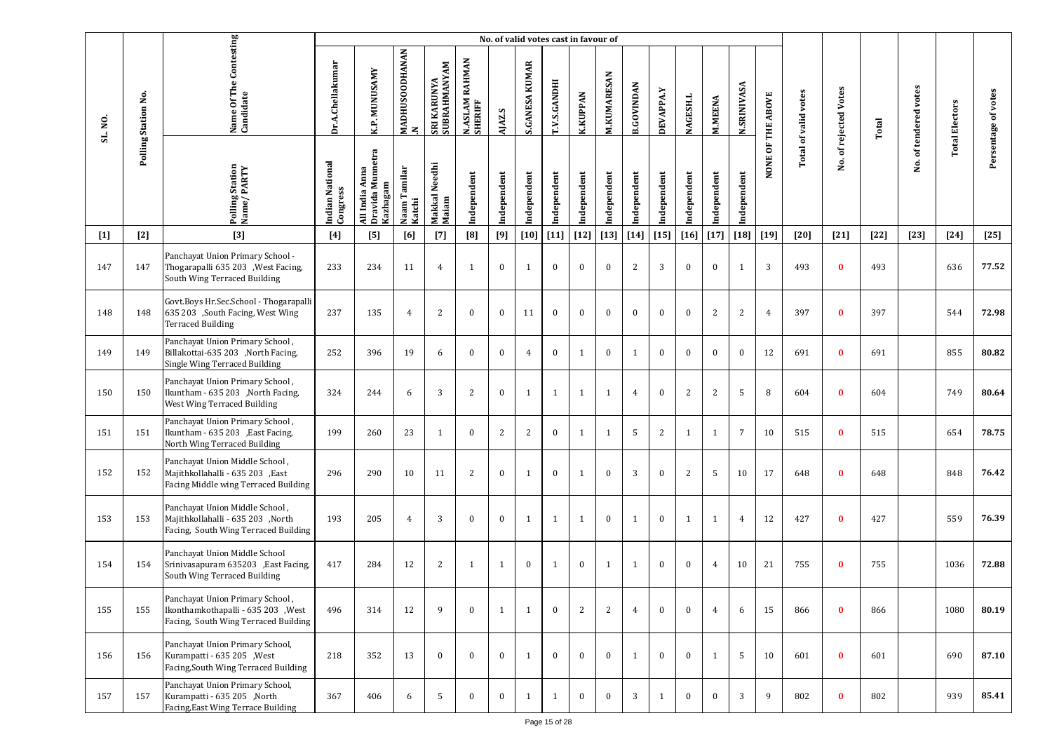| SL. NO. | Polling Station No. | Name Of The Contesting Candidate | No. of valid votes cast in favour of | | | | | | | | | | | | | | | | Total of valid votes | No. of rejected Votes | Total | No. of tendered votes | Total Electors | Persentage of votes |
|---|---|---|---|---|---|---|---|---|---|---|---|---|---|---|---|---|---|---|---|---|---|---|---|---|
| | | | Dr.A.Chellakumar | K.P. MUNUSAMY | MADHUSOODHANAN.N | SRI KARUNYA SUBRAHMANYAM | N.ASLAM RAHMAN SHERIFF | AJAZ.S | S.GANESA KUMAR | T.V.S.GANDHI | K.KUPPAN | M.KUMARESAN | B.GOVINDAN | DEVAPPA.Y | NAGESH.L | M.MEENA | N.SRINIVASA | NONE OF THE ABOVE | | | | | | |
| | | Polling Station Name/ PARTY | Indian National Congress | All India Anna Dravida Munnetra Kazhagam | Naam Tamilar Katchi | Makkal Needhi Maiam | Independent | Independent | Independent | Independent | Independent | Independent | Independent | Independent | Independent | Independent | Independent | | | | | | | |
| [1] | [2] | [3] | [4] | [5] | [6] | [7] | [8] | [9] | [10] | [11] | [12] | [13] | [14] | [15] | [16] | [17] | [18] | [19] | [20] | [21] | [22] | [23] | [24] | [25] |
| 147 | 147 | Panchayat Union Primary School - Thogarapalli 635 203 ,West Facing, South Wing Terraced Building | 233 | 234 | 11 | 4 | 1 | 0 | 1 | 0 | 0 | 0 | 2 | 3 | 0 | 0 | 1 | 3 | 493 | 0 | 493 | | 636 | 77.52 |
| 148 | 148 | Govt.Boys Hr.Sec.School - Thogarapalli 635 203 ,South Facing, West Wing Terraced Building | 237 | 135 | 4 | 2 | 0 | 0 | 11 | 0 | 0 | 0 | 0 | 0 | 0 | 2 | 2 | 4 | 397 | 0 | 397 | | 544 | 72.98 |
| 149 | 149 | Panchayat Union Primary School , Billakottai-635 203 ,North Facing, Single Wing Terraced Building | 252 | 396 | 19 | 6 | 0 | 0 | 4 | 0 | 1 | 0 | 1 | 0 | 0 | 0 | 0 | 12 | 691 | 0 | 691 | | 855 | 80.82 |
| 150 | 150 | Panchayat Union Primary School , Ikuntham - 635 203 ,North Facing, West Wing Terraced Building | 324 | 244 | 6 | 3 | 2 | 0 | 1 | 1 | 1 | 1 | 4 | 0 | 2 | 2 | 5 | 8 | 604 | 0 | 604 | | 749 | 80.64 |
| 151 | 151 | Panchayat Union Primary School , Ikuntham - 635 203 ,East Facing, North Wing Terraced Building | 199 | 260 | 23 | 1 | 0 | 2 | 2 | 0 | 1 | 1 | 5 | 2 | 1 | 1 | 7 | 10 | 515 | 0 | 515 | | 654 | 78.75 |
| 152 | 152 | Panchayat Union Middle School , Majithkollahalli - 635 203 ,East Facing Middle wing Terraced Building | 296 | 290 | 10 | 11 | 2 | 0 | 1 | 0 | 1 | 0 | 3 | 0 | 2 | 5 | 10 | 17 | 648 | 0 | 648 | | 848 | 76.42 |
| 153 | 153 | Panchayat Union Middle School , Majithkollahalli - 635 203 ,North Facing, South Wing Terraced Building | 193 | 205 | 4 | 3 | 0 | 0 | 1 | 1 | 1 | 0 | 1 | 0 | 1 | 1 | 4 | 12 | 427 | 0 | 427 | | 559 | 76.39 |
| 154 | 154 | Panchayat Union Middle School Srinivasapuram 635203 ,East Facing, South Wing Terraced Building | 417 | 284 | 12 | 2 | 1 | 1 | 0 | 1 | 0 | 1 | 1 | 0 | 0 | 4 | 10 | 21 | 755 | 0 | 755 | | 1036 | 72.88 |
| 155 | 155 | Panchayat Union Primary School , Ikonthamkothapalli - 635 203 ,West Facing, South Wing Terraced Building | 496 | 314 | 12 | 9 | 0 | 1 | 1 | 0 | 2 | 2 | 4 | 0 | 0 | 4 | 6 | 15 | 866 | 0 | 866 | | 1080 | 80.19 |
| 156 | 156 | Panchayat Union Primary School, Kurampatti - 635 205 ,West Facing,South Wing Terraced Building | 218 | 352 | 13 | 0 | 0 | 0 | 1 | 0 | 0 | 0 | 1 | 0 | 0 | 1 | 5 | 10 | 601 | 0 | 601 | | 690 | 87.10 |
| 157 | 157 | Panchayat Union Primary School, Kurampatti - 635 205 ,North Facing,East Wing Terrace Building | 367 | 406 | 6 | 5 | 0 | 0 | 1 | 1 | 0 | 0 | 3 | 1 | 0 | 0 | 3 | 9 | 802 | 0 | 802 | | 939 | 85.41 |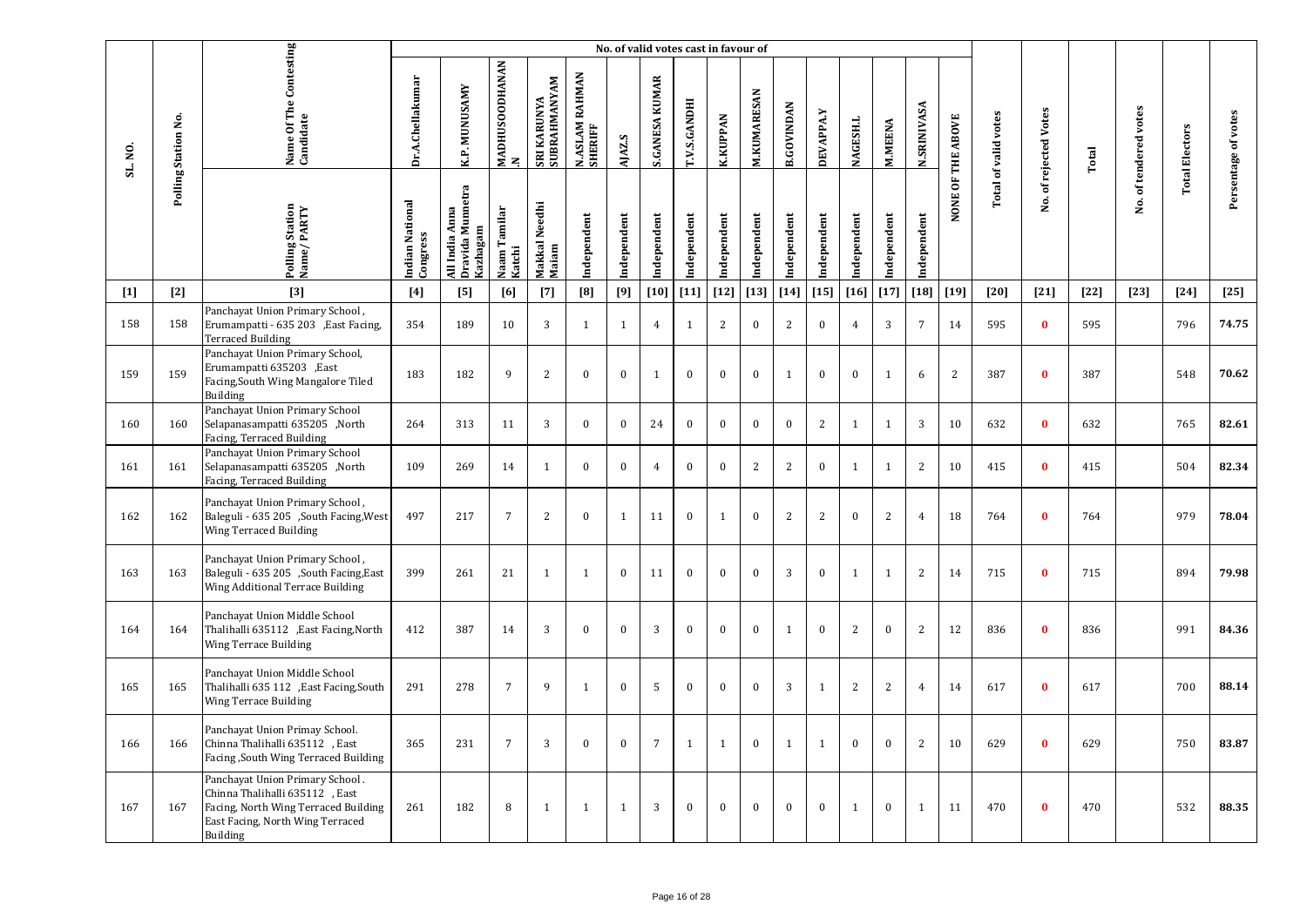| SL. NO. | Polling Station No. | Name Of The Contesting Candidate | No. of valid votes cast in favour of | | | | | | | | | | | | | | | | Total of valid votes | No. of rejected Votes | Total | No. of tendered votes | Total Electors | Persentage of votes |
|---|---|---|---|---|---|---|---|---|---|---|---|---|---|---|---|---|---|---|---|---|---|---|---|---|
| | | | Dr.A.Chellakumar | K.P. MUNUSAMY | MADHUSOODHANAN.N | SRI KARUNYA SUBRAHMANYAM | N.ASLAM RAHMAN SHERIFF | AJAZ.S | S.GANESA KUMAR | T.V.S.GANDHI | K.KUPPAN | M.KUMARESAN | B.GOVINDAN | DEVAPPA.Y | NAGESH.L | M.MEENA | N.SRINIVASA | NONE OF THE ABOVE | | | | | | |
| | | Polling Station Name/ PARTY | Indian National Congress | All India Anna Dravida Munnetra Kazhagam | Naam Tamilar Katchi | Makkal Needhi Maiam | Independent | Independent | Independent | Independent | Independent | Independent | Independent | Independent | Independent | Independent | Independent | | | | | | | |
| [1] | [2] | [3] | [4] | [5] | [6] | [7] | [8] | [9] | [10] | [11] | [12] | [13] | [14] | [15] | [16] | [17] | [18] | [19] | [20] | [21] | [22] | [23] | [24] | [25] |
| 158 | 158 | Panchayat Union Primary School , Erumampatti - 635 203 ,East Facing, Terraced Building | 354 | 189 | 10 | 3 | 1 | 1 | 4 | 1 | 2 | 0 | 2 | 0 | 4 | 3 | 7 | 14 | 595 | 0 | 595 | | 796 | 74.75 |
| 159 | 159 | Panchayat Union Primary School, Erumampatti 635203 ,East Facing,South Wing Mangalore Tiled Building | 183 | 182 | 9 | 2 | 0 | 0 | 1 | 0 | 0 | 0 | 1 | 0 | 0 | 1 | 6 | 2 | 387 | 0 | 387 | | 548 | 70.62 |
| 160 | 160 | Panchayat Union Primary School Selapanasampatti 635205 ,North Facing, Terraced Building | 264 | 313 | 11 | 3 | 0 | 0 | 24 | 0 | 0 | 0 | 0 | 2 | 1 | 1 | 3 | 10 | 632 | 0 | 632 | | 765 | 82.61 |
| 161 | 161 | Panchayat Union Primary School Selapanasampatti 635205 ,North Facing, Terraced Building | 109 | 269 | 14 | 1 | 0 | 0 | 4 | 0 | 0 | 2 | 2 | 0 | 1 | 1 | 2 | 10 | 415 | 0 | 415 | | 504 | 82.34 |
| 162 | 162 | Panchayat Union Primary School , Baleguli - 635 205 ,South Facing,West Wing Terraced Building | 497 | 217 | 7 | 2 | 0 | 1 | 11 | 0 | 1 | 0 | 2 | 2 | 0 | 2 | 4 | 18 | 764 | 0 | 764 | | 979 | 78.04 |
| 163 | 163 | Panchayat Union Primary School , Baleguli - 635 205 ,South Facing,East Wing Additional Terrace Building | 399 | 261 | 21 | 1 | 1 | 0 | 11 | 0 | 0 | 0 | 3 | 0 | 1 | 1 | 2 | 14 | 715 | 0 | 715 | | 894 | 79.98 |
| 164 | 164 | Panchayat Union Middle School Thalihalli 635112 ,East Facing,North Wing Terrace Building | 412 | 387 | 14 | 3 | 0 | 0 | 3 | 0 | 0 | 0 | 1 | 0 | 2 | 0 | 2 | 12 | 836 | 0 | 836 | | 991 | 84.36 |
| 165 | 165 | Panchayat Union Middle School Thalihalli 635 112 ,East Facing,South Wing Terrace Building | 291 | 278 | 7 | 9 | 1 | 0 | 5 | 0 | 0 | 0 | 3 | 1 | 2 | 2 | 4 | 14 | 617 | 0 | 617 | | 700 | 88.14 |
| 166 | 166 | Panchayat Union Primay School. Chinna Thalihalli 635112 , East Facing ,South Wing Terraced Building | 365 | 231 | 7 | 3 | 0 | 0 | 7 | 1 | 1 | 0 | 1 | 1 | 0 | 0 | 2 | 10 | 629 | 0 | 629 | | 750 | 83.87 |
| 167 | 167 | Panchayat Union Primary School . Chinna Thalihalli 635112 , East Facing, North Wing Terraced Building East Facing, North Wing Terraced Building | 261 | 182 | 8 | 1 | 1 | 1 | 3 | 0 | 0 | 0 | 0 | 0 | 1 | 0 | 1 | 11 | 470 | 0 | 470 | | 532 | 88.35 |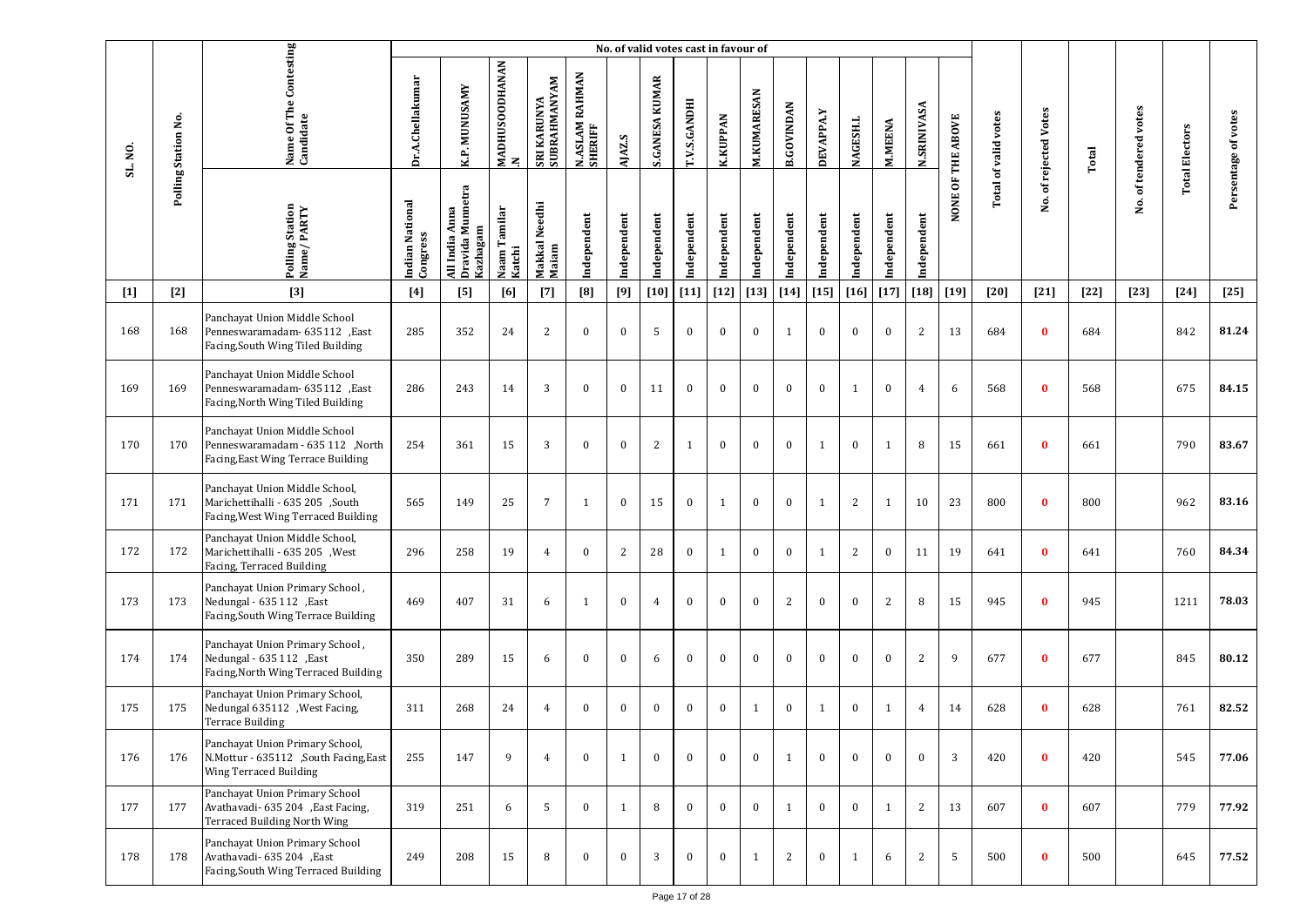| SL. NO. | Polling Station No. | Name Of The Contesting Candidate | No. of valid votes cast in favour of | | | | | | | | | | | | | | | | Total of valid votes | No. of rejected Votes | Total | No. of tendered votes | Total Electors | Persentage of votes |
|---|---|---|---|---|---|---|---|---|---|---|---|---|---|---|---|---|---|---|---|---|---|---|---|---|
| | | | Dr.A.Chellakumar | K.P. MUNUSAMY | MADHUSOODHANAN.N | SRI KARUNYA SUBRAHMANYAM | N.ASLAM RAHMAN SHERIFF | AJAZ.S | S.GANESA KUMAR | T.V.S.GANDHI | K.KUPPAN | M.KUMARESAN | B.GOVINDAN | DEVAPPA.Y | NAGESH.L | M.MEENA | N.SRINIVASA | NONE OF THE ABOVE | | | | | | |
| | | Polling Station Name/ PARTY | Indian National Congress | All India Anna Dravida Munnetra Kazhagam | Naam Tamilar Katchi | Makkal Needhi Maiam | Independent | Independent | Independent | Independent | Independent | Independent | Independent | Independent | Independent | Independent | Independent | | | | | | | |
| [1] | [2] | [3] | [4] | [5] | [6] | [7] | [8] | [9] | [10] | [11] | [12] | [13] | [14] | [15] | [16] | [17] | [18] | [19] | [20] | [21] | [22] | [23] | [24] | [25] |
| 168 | 168 | Panchayat Union Middle School Penneswaramadam- 635112 ,East Facing,South Wing Tiled Building | 285 | 352 | 24 | 2 | 0 | 0 | 5 | 0 | 0 | 0 | 1 | 0 | 0 | 0 | 2 | 13 | 684 | 0 | 684 | | 842 | 81.24 |
| 169 | 169 | Panchayat Union Middle School Penneswaramadam- 635112 ,East Facing,North Wing Tiled Building | 286 | 243 | 14 | 3 | 0 | 0 | 11 | 0 | 0 | 0 | 0 | 0 | 1 | 0 | 4 | 6 | 568 | 0 | 568 | | 675 | 84.15 |
| 170 | 170 | Panchayat Union Middle School Penneswaramadam - 635 112 ,North Facing,East Wing Terrace Building | 254 | 361 | 15 | 3 | 0 | 0 | 2 | 1 | 0 | 0 | 0 | 1 | 0 | 1 | 8 | 15 | 661 | 0 | 661 | | 790 | 83.67 |
| 171 | 171 | Panchayat Union Middle School, Marichettihalli - 635 205 ,South Facing,West Wing Terraced Building | 565 | 149 | 25 | 7 | 1 | 0 | 15 | 0 | 1 | 0 | 0 | 1 | 2 | 1 | 10 | 23 | 800 | 0 | 800 | | 962 | 83.16 |
| 172 | 172 | Panchayat Union Middle School, Marichettihalli - 635 205 ,West Facing, Terraced Building | 296 | 258 | 19 | 4 | 0 | 2 | 28 | 0 | 1 | 0 | 0 | 1 | 2 | 0 | 11 | 19 | 641 | 0 | 641 | | 760 | 84.34 |
| 173 | 173 | Panchayat Union Primary School , Nedungal - 635 112 ,East Facing,South Wing Terrace Building | 469 | 407 | 31 | 6 | 1 | 0 | 4 | 0 | 0 | 0 | 2 | 0 | 0 | 2 | 8 | 15 | 945 | 0 | 945 | | 1211 | 78.03 |
| 174 | 174 | Panchayat Union Primary School , Nedungal - 635 112 ,East Facing,North Wing Terraced Building | 350 | 289 | 15 | 6 | 0 | 0 | 6 | 0 | 0 | 0 | 0 | 0 | 0 | 0 | 2 | 9 | 677 | 0 | 677 | | 845 | 80.12 |
| 175 | 175 | Panchayat Union Primary School, Nedungal 635112 ,West Facing, Terrace Building | 311 | 268 | 24 | 4 | 0 | 0 | 0 | 0 | 0 | 1 | 0 | 1 | 0 | 1 | 4 | 14 | 628 | 0 | 628 | | 761 | 82.52 |
| 176 | 176 | Panchayat Union Primary School, N.Mottur - 635112 ,South Facing,East Wing Terraced Building | 255 | 147 | 9 | 4 | 0 | 1 | 0 | 0 | 0 | 0 | 1 | 0 | 0 | 0 | 0 | 3 | 420 | 0 | 420 | | 545 | 77.06 |
| 177 | 177 | Panchayat Union Primary School Avathavadi- 635 204 ,East Facing, Terraced Building North Wing | 319 | 251 | 6 | 5 | 0 | 1 | 8 | 0 | 0 | 0 | 1 | 0 | 0 | 1 | 2 | 13 | 607 | 0 | 607 | | 779 | 77.92 |
| 178 | 178 | Panchayat Union Primary School Avathavadi- 635 204 ,East Facing,South Wing Terraced Building | 249 | 208 | 15 | 8 | 0 | 0 | 3 | 0 | 0 | 1 | 2 | 0 | 1 | 6 | 2 | 5 | 500 | 0 | 500 | | 645 | 77.52 |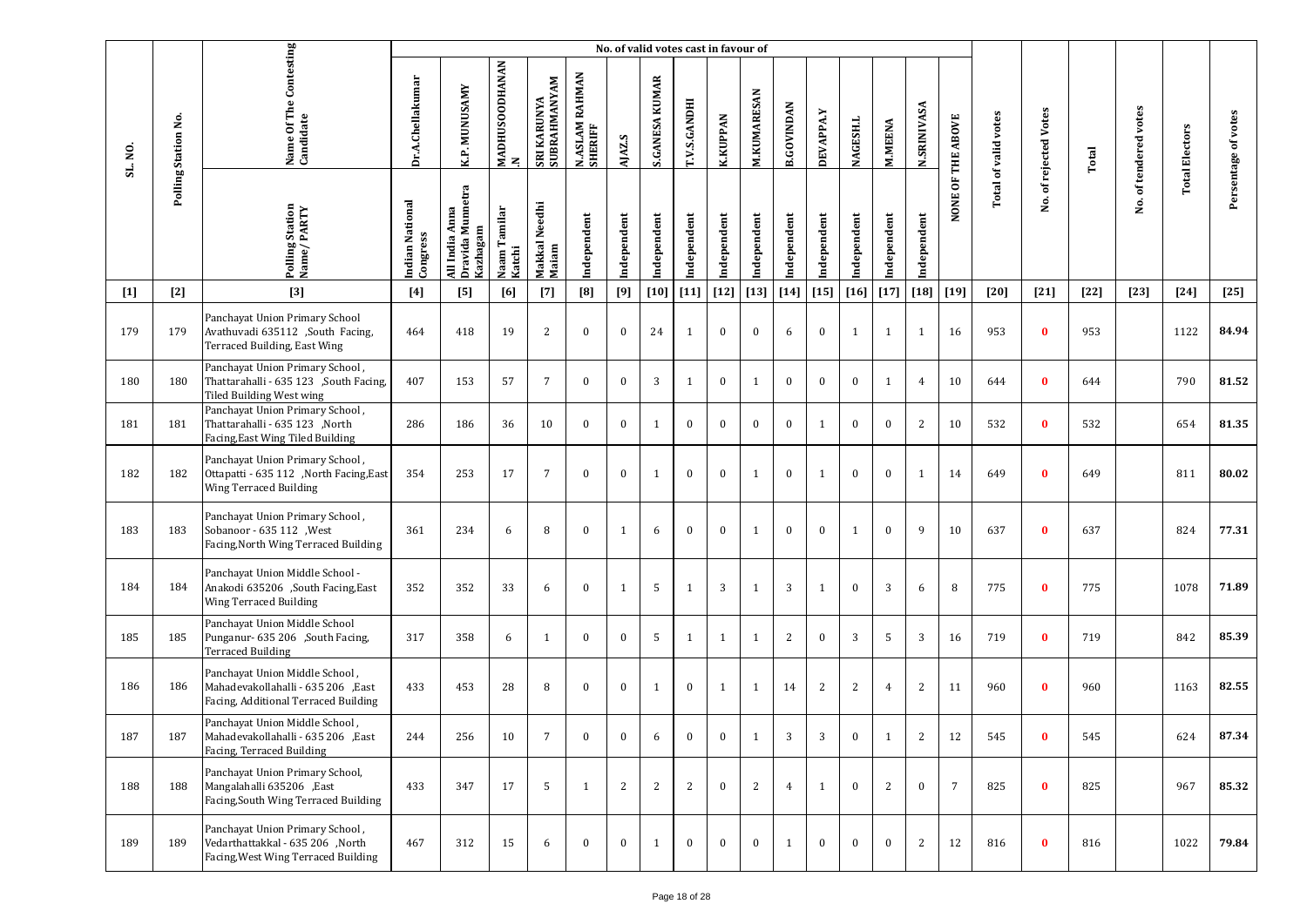| SL. NO. | Polling Station No. | Name Of The Contesting Candidate | No. of valid votes cast in favour of | | | | | | | | | | | | | | | | Total of valid votes | No. of rejected Votes | Total | No. of tendered votes | Total Electors | Persentage of votes |
|---|---|---|---|---|---|---|---|---|---|---|---|---|---|---|---|---|---|---|---|---|---|---|---|---|
| | | | Dr.A.Chellakumar | K.P. MUNUSAMY | MADHUSOODHANAN .N | SRI KARUNYA SUBRAHMANYAM | N.ASLAM RAHMAN SHERIFF | AJAZ.S | S.GANESA KUMAR | T.V.S.GANDHI | K.KUPPAN | M.KUMARESAN | B.GOVINDAN | DEVAPPA.Y | NAGESH.L | M.MEENA | N.SRINIVASA | NONE OF THE ABOVE | | | | | | |
| | | Polling Station Name/ PARTY | Indian National Congress | All India Anna Dravida Munnetra Kazhagam | Naam Tamilar Katchi | Makkal Needhi Maiam | Independent | Independent | Independent | Independent | Independent | Independent | Independent | Independent | Independent | Independent | Independent | | | | | | | |
| [1] | [2] | [3] | [4] | [5] | [6] | [7] | [8] | [9] | [10] | [11] | [12] | [13] | [14] | [15] | [16] | [17] | [18] | [19] | [20] | [21] | [22] | [23] | [24] | [25] |
| 179 | 179 | Panchayat Union Primary School Avathuvadi 635112 ,South Facing, Terraced Building, East Wing | 464 | 418 | 19 | 2 | 0 | 0 | 24 | 1 | 0 | 0 | 6 | 0 | 1 | 1 | 1 | 16 | 953 | 0 | 953 | | 1122 | 84.94 |
| 180 | 180 | Panchayat Union Primary School , Thattarahalli - 635 123 ,South Facing, Tiled Building West wing | 407 | 153 | 57 | 7 | 0 | 0 | 3 | 1 | 0 | 1 | 0 | 0 | 0 | 1 | 4 | 10 | 644 | 0 | 644 | | 790 | 81.52 |
| 181 | 181 | Panchayat Union Primary School , Thattarahalli - 635 123 ,North Facing,East Wing Tiled Building | 286 | 186 | 36 | 10 | 0 | 0 | 1 | 0 | 0 | 0 | 0 | 1 | 0 | 0 | 2 | 10 | 532 | 0 | 532 | | 654 | 81.35 |
| 182 | 182 | Panchayat Union Primary School , Ottapatti - 635 112 ,North Facing,East Wing Terraced Building | 354 | 253 | 17 | 7 | 0 | 0 | 1 | 0 | 0 | 1 | 0 | 1 | 0 | 0 | 1 | 14 | 649 | 0 | 649 | | 811 | 80.02 |
| 183 | 183 | Panchayat Union Primary School , Sobanoor - 635 112 ,West Facing,North Wing Terraced Building | 361 | 234 | 6 | 8 | 0 | 1 | 6 | 0 | 0 | 1 | 0 | 0 | 1 | 0 | 9 | 10 | 637 | 0 | 637 | | 824 | 77.31 |
| 184 | 184 | Panchayat Union Middle School - Anakodi 635206 ,South Facing,East Wing Terraced Building | 352 | 352 | 33 | 6 | 0 | 1 | 5 | 1 | 3 | 1 | 3 | 1 | 0 | 3 | 6 | 8 | 775 | 0 | 775 | | 1078 | 71.89 |
| 185 | 185 | Panchayat Union Middle School Punganur- 635 206 ,South Facing, Terraced Building | 317 | 358 | 6 | 1 | 0 | 0 | 5 | 1 | 1 | 1 | 2 | 0 | 3 | 5 | 3 | 16 | 719 | 0 | 719 | | 842 | 85.39 |
| 186 | 186 | Panchayat Union Middle School , Mahadevakollahalli - 635 206 ,East Facing, Additional Terraced Building | 433 | 453 | 28 | 8 | 0 | 0 | 1 | 0 | 1 | 1 | 14 | 2 | 2 | 4 | 2 | 11 | 960 | 0 | 960 | | 1163 | 82.55 |
| 187 | 187 | Panchayat Union Middle School , Mahadevakollahalli - 635 206 ,East Facing, Terraced Building | 244 | 256 | 10 | 7 | 0 | 0 | 6 | 0 | 0 | 1 | 3 | 3 | 0 | 1 | 2 | 12 | 545 | 0 | 545 | | 624 | 87.34 |
| 188 | 188 | Panchayat Union Primary School, Mangalahalli 635206 ,East Facing,South Wing Terraced Building | 433 | 347 | 17 | 5 | 1 | 2 | 2 | 2 | 0 | 2 | 4 | 1 | 0 | 2 | 0 | 7 | 825 | 0 | 825 | | 967 | 85.32 |
| 189 | 189 | Panchayat Union Primary School , Vedarthattakkal - 635 206 ,North Facing,West Wing Terraced Building | 467 | 312 | 15 | 6 | 0 | 0 | 1 | 0 | 0 | 0 | 1 | 0 | 0 | 0 | 2 | 12 | 816 | 0 | 816 | | 1022 | 79.84 |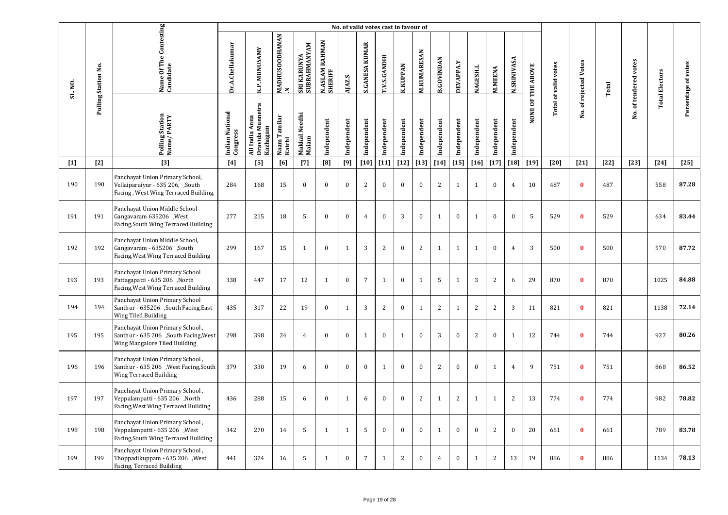| SL. NO. | Polling Station No. | Name Of The Contesting Candidate | No. of valid votes cast in favour of | | | | | | | | | | | | | | | | Total of valid votes | No. of rejected Votes | Total | No. of tendered votes | Total Electors | Persentage of votes |
|---|---|---|---|---|---|---|---|---|---|---|---|---|---|---|---|---|---|---|---|---|---|---|---|---|
| | | | Dr.A.Chellakumar | K.P. MUNUSAMY | MADHUSOODHANAN .N | SRI KARUNYA SUBRAHMANYAM | N.ASLAM RAHMAN SHERIFF | AJAZ.S | S.GANESA KUMAR | T.V.S.GANDHI | K.KUPPAN | M.KUMARESAN | B.GOVINDAN | DEVAPPA.Y | NAGESH.L | M.MEENA | N.SRINIVASA | NONE OF THE ABOVE | | | | | | |
| | | Polling Station Name/ PARTY | Indian National Congress | All India Anna Dravida Munnetra Kazhagam | Naam Tamilar Katchi | Makkal Needhi Maiam | Independent | Independent | Independent | Independent | Independent | Independent | Independent | Independent | Independent | Independent | Independent | | | | | | | |
| [1] | [2] | [3] | [4] | [5] | [6] | [7] | [8] | [9] | [10] | [11] | [12] | [13] | [14] | [15] | [16] | [17] | [18] | [19] | [20] | [21] | [22] | [23] | [24] | [25] |
| 190 | 190 | Panchayat Union Primary School, Vellaiparaiyur - 635 206, ,South Facing , West Wing Terraced Building, | 284 | 168 | 15 | 0 | 0 | 0 | 2 | 0 | 0 | 0 | 2 | 1 | 1 | 0 | 4 | 10 | 487 | 0 | 487 | | 558 | 87.28 |
| 191 | 191 | Panchayat Union Middle School Gangavaram 635206 ,West Facing,South Wing Terraced Building | 277 | 215 | 18 | 5 | 0 | 0 | 4 | 0 | 3 | 0 | 1 | 0 | 1 | 0 | 0 | 5 | 529 | 0 | 529 | | 634 | 83.44 |
| 192 | 192 | Panchayat Union Middle School, Gangavaram - 635206 ,South Facing,West Wing Terraced Building | 299 | 167 | 15 | 1 | 0 | 1 | 3 | 2 | 0 | 2 | 1 | 1 | 1 | 0 | 4 | 3 | 500 | 0 | 500 | | 570 | 87.72 |
| 193 | 193 | Panchayat Union Primary School Pattagapatti - 635 206 ,North Facing,West Wing Terraced Building | 338 | 447 | 17 | 12 | 1 | 0 | 7 | 1 | 0 | 1 | 5 | 1 | 3 | 2 | 6 | 29 | 870 | 0 | 870 | | 1025 | 84.88 |
| 194 | 194 | Panchayat Union Primary School Santhur - 635206 ,South Facing,East Wing Tiled Building | 435 | 317 | 22 | 19 | 0 | 1 | 3 | 2 | 0 | 1 | 2 | 1 | 2 | 2 | 3 | 11 | 821 | 0 | 821 | | 1138 | 72.14 |
| 195 | 195 | Panchayat Union Primary School , Santhur - 635 206 ,South Facing,West Wing Mangalore Tiled Building | 298 | 398 | 24 | 4 | 0 | 0 | 1 | 0 | 1 | 0 | 3 | 0 | 2 | 0 | 1 | 12 | 744 | 0 | 744 | | 927 | 80.26 |
| 196 | 196 | Panchayat Union Primary School , Santhur - 635 206 ,West Facing,South Wing Terraced Building | 379 | 330 | 19 | 6 | 0 | 0 | 0 | 1 | 0 | 0 | 2 | 0 | 0 | 1 | 4 | 9 | 751 | 0 | 751 | | 868 | 86.52 |
| 197 | 197 | Panchayat Union Primary School , Veppalampatti - 635 206 ,North Facing,West Wing Terraced Building | 436 | 288 | 15 | 6 | 0 | 1 | 6 | 0 | 0 | 2 | 1 | 2 | 1 | 1 | 2 | 13 | 774 | 0 | 774 | | 982 | 78.82 |
| 198 | 198 | Panchayat Union Primary School , Veppalampatti - 635 206 ,West Facing,South Wing Terraced Building | 342 | 270 | 14 | 5 | 1 | 1 | 5 | 0 | 0 | 0 | 1 | 0 | 0 | 2 | 0 | 20 | 661 | 0 | 661 | | 789 | 83.78 |
| 199 | 199 | Panchayat Union Primary School , Thoppadikuppam - 635 206 ,West Facing, Terraced Building | 441 | 374 | 16 | 5 | 1 | 0 | 7 | 1 | 2 | 0 | 4 | 0 | 1 | 2 | 13 | 19 | 886 | 0 | 886 | | 1134 | 78.13 |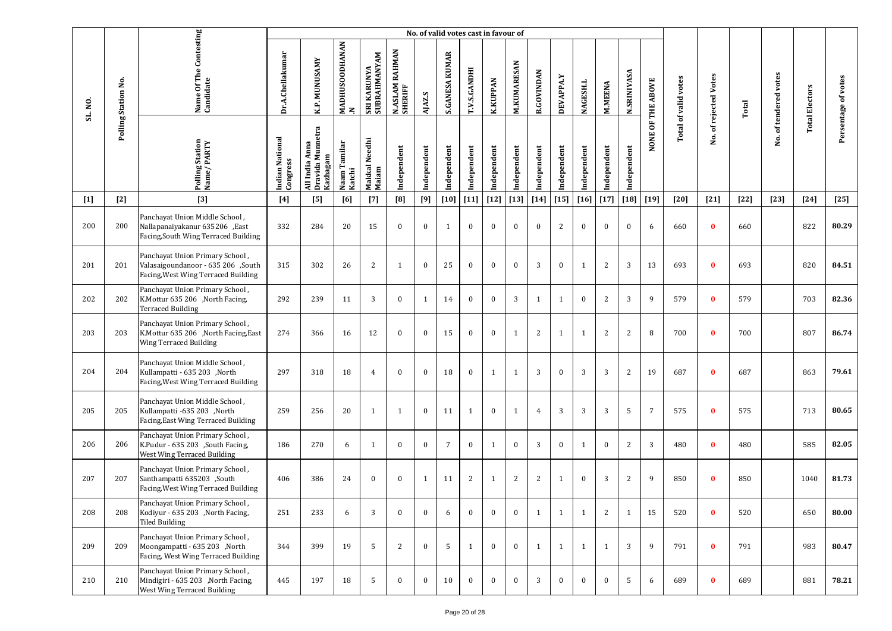| SL. NO. | Polling Station No. | Name Of The Contesting Candidate | No. of valid votes cast in favour of | | | | | | | | | | | | | | | | Total of valid votes | No. of rejected Votes | Total | No. of tendered votes | Total Electors | Persentage of votes |
|---|---|---|---|---|---|---|---|---|---|---|---|---|---|---|---|---|---|---|---|---|---|---|---|---|
| | | | Dr.A.Chellakumar | K.P. MUNUSAMY | MADHUSOODHANAN.N | SRI KARUNYA SUBRAHMANYAM | N.ASLAM RAHMAN SHERIFF | AJAZ.S | S.GANESA KUMAR | T.V.S.GANDHI | K.KUPPAN | M.KUMARESAN | B.GOVINDAN | DEVAPPA.Y | NAGESH.L | M.MEENA | N.SRINIVASA | NONE OF THE ABOVE | | | | | | |
| | | Polling Station Name/ PARTY | Indian National Congress | All India Anna Dravida Munnetra Kazhagam | Naam Tamilar Katchi | Makkal Needhi Maiam | Independent | Independent | Independent | Independent | Independent | Independent | Independent | Independent | Independent | Independent | Independent | | | | | | | |
| [1] | [2] | [3] | [4] | [5] | [6] | [7] | [8] | [9] | [10] | [11] | [12] | [13] | [14] | [15] | [16] | [17] | [18] | [19] | [20] | [21] | [22] | [23] | [24] | [25] |
| 200 | 200 | Panchayat Union Middle School, Nallapanaiyakanur 635206 ,East Facing,South Wing Terraced Building | 332 | 284 | 20 | 15 | 0 | 0 | 1 | 0 | 0 | 0 | 0 | 2 | 0 | 0 | 0 | 6 | 660 | 0 | 660 | | 822 | 80.29 |
| 201 | 201 | Panchayat Union Primary School, Valasaigoundanoor - 635 206 ,South Facing,West Wing Terraced Building | 315 | 302 | 26 | 2 | 1 | 0 | 25 | 0 | 0 | 0 | 3 | 0 | 1 | 2 | 3 | 13 | 693 | 0 | 693 | | 820 | 84.51 |
| 202 | 202 | Panchayat Union Primary School, K.Mottur 635 206 ,North Facing, Terraced Building | 292 | 239 | 11 | 3 | 0 | 1 | 14 | 0 | 0 | 3 | 1 | 1 | 0 | 2 | 3 | 9 | 579 | 0 | 579 | | 703 | 82.36 |
| 203 | 203 | Panchayat Union Primary School, K.Mottur 635 206 ,North Facing,East Wing Terraced Building | 274 | 366 | 16 | 12 | 0 | 0 | 15 | 0 | 0 | 1 | 2 | 1 | 1 | 2 | 2 | 8 | 700 | 0 | 700 | | 807 | 86.74 |
| 204 | 204 | Panchayat Union Middle School, Kullampatti - 635 203 ,North Facing,West Wing Terraced Building | 297 | 318 | 18 | 4 | 0 | 0 | 18 | 0 | 1 | 1 | 3 | 0 | 3 | 3 | 2 | 19 | 687 | 0 | 687 | | 863 | 79.61 |
| 205 | 205 | Panchayat Union Middle School, Kullampatti -635 203 ,North Facing,East Wing Terraced Building | 259 | 256 | 20 | 1 | 1 | 0 | 11 | 1 | 0 | 1 | 4 | 3 | 3 | 3 | 5 | 7 | 575 | 0 | 575 | | 713 | 80.65 |
| 206 | 206 | Panchayat Union Primary School, K.Pudur - 635 203 ,South Facing, West Wing Terraced Building | 186 | 270 | 6 | 1 | 0 | 0 | 7 | 0 | 1 | 0 | 3 | 0 | 1 | 0 | 2 | 3 | 480 | 0 | 480 | | 585 | 82.05 |
| 207 | 207 | Panchayat Union Primary School, Santhampatti 635203 ,South Facing,West Wing Terraced Building | 406 | 386 | 24 | 0 | 0 | 1 | 11 | 2 | 1 | 2 | 2 | 1 | 0 | 3 | 2 | 9 | 850 | 0 | 850 | | 1040 | 81.73 |
| 208 | 208 | Panchayat Union Primary School, Kodiyur - 635 203 ,North Facing, Tiled Building | 251 | 233 | 6 | 3 | 0 | 0 | 6 | 0 | 0 | 0 | 1 | 1 | 1 | 2 | 1 | 15 | 520 | 0 | 520 | | 650 | 80.00 |
| 209 | 209 | Panchayat Union Primary School, Moongampatti - 635 203 ,North Facing, West Wing Terraced Building | 344 | 399 | 19 | 5 | 2 | 0 | 5 | 1 | 0 | 0 | 1 | 1 | 1 | 1 | 3 | 9 | 791 | 0 | 791 | | 983 | 80.47 |
| 210 | 210 | Panchayat Union Primary School, Mindigiri - 635 203 ,North Facing, West Wing Terraced Building | 445 | 197 | 18 | 5 | 0 | 0 | 10 | 0 | 0 | 0 | 3 | 0 | 0 | 0 | 5 | 6 | 689 | 0 | 689 | | 881 | 78.21 |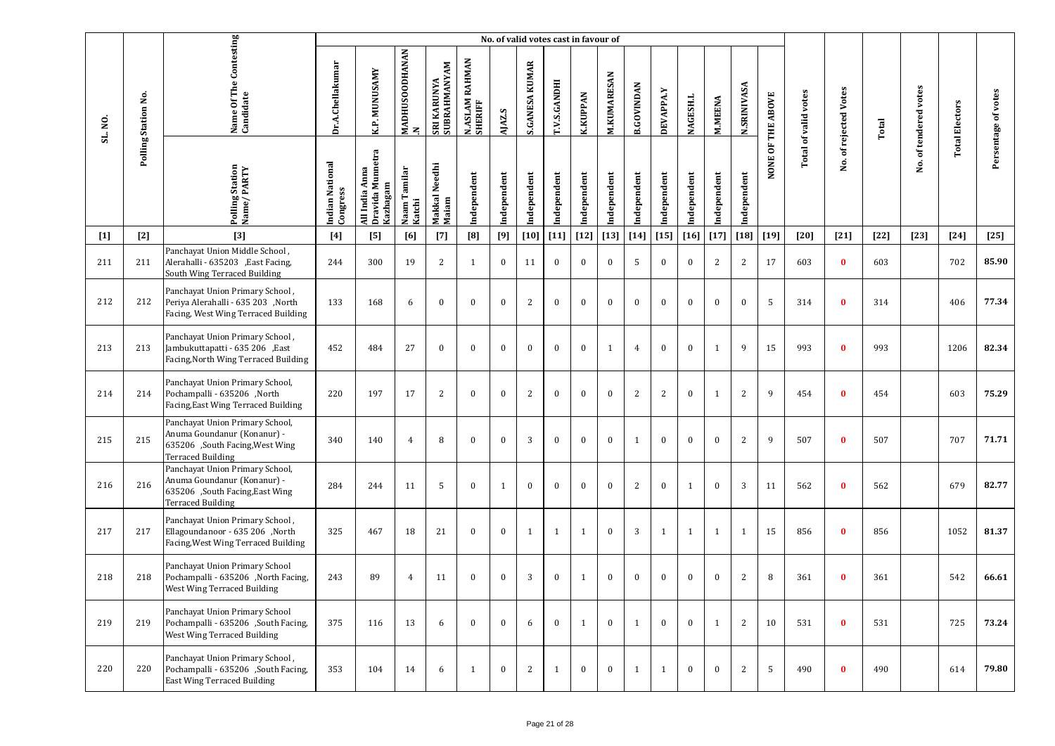| SL. NO. | Polling Station No. | Name Of The Contesting Candidate | No. of valid votes cast in favour of | | | | | | | | | | | | | | | | NONE OF THE ABOVE | Total of valid votes | No. of rejected Votes | Total | No. of tendered votes | Total Electors | Persentage of votes |
|---|---|---|---|---|---|---|---|---|---|---|---|---|---|---|---|---|---|---|---|---|---|---|---|---|---|
| | | | Dr.A.Chellakumar | K.P. MUNUSAMY | MADHUSOODHANAN.N | SRI KARUNYA SUBRAHMANYAM | N.ASLAM RAHMAN SHERIFF | AJAZ.S | S.GANESA KUMAR | T.V.S.GANDHI | K.KUPPAN | M.KUMARESAN | B.GOVINDAN | DEVAPPA.Y | NAGESH.L | M.MEENA | N.SRINIVASA | | | | | | | |
| | | Polling Station Name/ PARTY | Indian National Congress | All India Anna Dravida Munnetra Kazhagam | Naam Tamilar Katchi | Makkal Needhi Maiam | Independent | Independent | Independent | Independent | Independent | Independent | Independent | Independent | Independent | Independent | Independent | | | | | | | |
| [1] | [2] | [3] | [4] | [5] | [6] | [7] | [8] | [9] | [10] | [11] | [12] | [13] | [14] | [15] | [16] | [17] | [18] | [19] | [20] | [21] | [22] | [23] | [24] | [25] |
| 211 | 211 | Panchayat Union Middle School , Alerahalli - 635203 ,East Facing, South Wing Terraced Building | 244 | 300 | 19 | 2 | 1 | 0 | 11 | 0 | 0 | 0 | 5 | 0 | 0 | 2 | 2 | 17 | 603 | 0 | 603 | | 702 | 85.90 |
| 212 | 212 | Panchayat Union Primary School , Periya Alerahalli - 635 203 ,North Facing, West Wing Terraced Building | 133 | 168 | 6 | 0 | 0 | 0 | 2 | 0 | 0 | 0 | 0 | 0 | 0 | 0 | 0 | 5 | 314 | 0 | 314 | | 406 | 77.34 |
| 213 | 213 | Panchayat Union Primary School , Jambukuttapatti - 635 206 ,East Facing,North Wing Terraced Building | 452 | 484 | 27 | 0 | 0 | 0 | 0 | 0 | 0 | 1 | 4 | 0 | 0 | 1 | 9 | 15 | 993 | 0 | 993 | | 1206 | 82.34 |
| 214 | 214 | Panchayat Union Primary School, Pochampalli - 635206 ,North Facing,East Wing Terraced Building | 220 | 197 | 17 | 2 | 0 | 0 | 2 | 0 | 0 | 0 | 2 | 2 | 0 | 1 | 2 | 9 | 454 | 0 | 454 | | 603 | 75.29 |
| 215 | 215 | Panchayat Union Primary School, Anuma Goundanur (Konanur) - 635206 ,South Facing,West Wing Terraced Building | 340 | 140 | 4 | 8 | 0 | 0 | 3 | 0 | 0 | 0 | 1 | 0 | 0 | 0 | 2 | 9 | 507 | 0 | 507 | | 707 | 71.71 |
| 216 | 216 | Panchayat Union Primary School, Anuma Goundanur (Konanur) - 635206 ,South Facing,East Wing Terraced Building | 284 | 244 | 11 | 5 | 0 | 1 | 0 | 0 | 0 | 0 | 2 | 0 | 1 | 0 | 3 | 11 | 562 | 0 | 562 | | 679 | 82.77 |
| 217 | 217 | Panchayat Union Primary School , Ellagoundanoor - 635 206 ,North Facing,West Wing Terraced Building | 325 | 467 | 18 | 21 | 0 | 0 | 1 | 1 | 1 | 0 | 3 | 1 | 1 | 1 | 1 | 15 | 856 | 0 | 856 | | 1052 | 81.37 |
| 218 | 218 | Panchayat Union Primary School Pochampalli - 635206 ,North Facing, West Wing Terraced Building | 243 | 89 | 4 | 11 | 0 | 0 | 3 | 0 | 1 | 0 | 0 | 0 | 0 | 0 | 2 | 8 | 361 | 0 | 361 | | 542 | 66.61 |
| 219 | 219 | Panchayat Union Primary School Pochampalli - 635206 ,South Facing, West Wing Terraced Building | 375 | 116 | 13 | 6 | 0 | 0 | 6 | 0 | 1 | 0 | 1 | 0 | 0 | 1 | 2 | 10 | 531 | 0 | 531 | | 725 | 73.24 |
| 220 | 220 | Panchayat Union Primary School , Pochampalli - 635206 ,South Facing, East Wing Terraced Building | 353 | 104 | 14 | 6 | 1 | 0 | 2 | 1 | 0 | 0 | 1 | 1 | 0 | 0 | 2 | 5 | 490 | 0 | 490 | | 614 | 79.80 |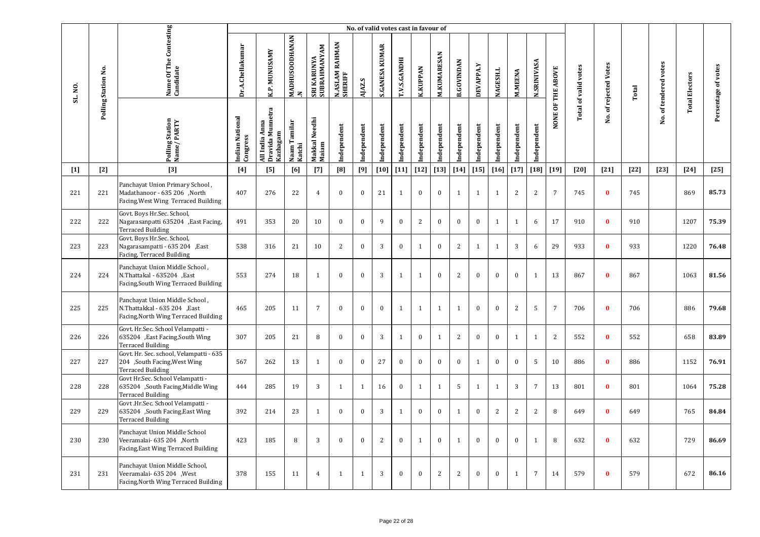| SL. NO. | Polling Station No. | Name Of The Contesting Candidate | No. of valid votes cast in favour of | | | | | | | | | | | | | | | | Total of valid votes | No. of rejected Votes | Total | No. of tendered votes | Total Electors | Persentage of votes |
|---|---|---|---|---|---|---|---|---|---|---|---|---|---|---|---|---|---|---|---|---|---|---|---|---|
| | | | Dr.A.Chellakumar | K.P. MUNUSAMY | MADHUSOODHANAN.N | SRI KARUNYA SUBRAHMANYAM | N.ASLAM RAHMAN SHERIFF | AJAZ.S | S.GANESA KUMAR | T.V.S.GANDHI | K.KUPPAN | M.KUMARESAN | B.GOVINDAN | DEVAPPA.Y | NAGESH.L | M.MEENA | N.SRINIVASA | NONE OF THE ABOVE | | | | | | |
| | | Polling Station Name/ PARTY | Indian National Congress | All India Anna Dravida Munnetra Kazhagam | Naam Tamilar Katchi | Makkal Needhi Maiam | Independent | Independent | Independent | Independent | Independent | Independent | Independent | Independent | Independent | Independent | Independent | | | | | | | |
| [1] | [2] | [3] | [4] | [5] | [6] | [7] | [8] | [9] | [10] | [11] | [12] | [13] | [14] | [15] | [16] | [17] | [18] | [19] | [20] | [21] | [22] | [23] | [24] | [25] |
| 221 | 221 | Panchayat Union Primary School , Madathanoor - 635 206 ,North Facing,West Wing Terraced Building | 407 | 276 | 22 | 4 | 0 | 0 | 21 | 1 | 0 | 0 | 1 | 1 | 1 | 2 | 2 | 7 | 745 | 0 | 745 | | 869 | 85.73 |
| 222 | 222 | Govt. Boys Hr.Sec. School, Nagarasanpatti 635204 ,East Facing, Terraced Building | 491 | 353 | 20 | 10 | 0 | 0 | 9 | 0 | 2 | 0 | 0 | 0 | 1 | 1 | 6 | 17 | 910 | 0 | 910 | | 1207 | 75.39 |
| 223 | 223 | Govt. Boys Hr.Sec. School, Nagarasampatti - 635 204 ,East Facing, Terraced Building | 538 | 316 | 21 | 10 | 2 | 0 | 3 | 0 | 1 | 0 | 2 | 1 | 1 | 3 | 6 | 29 | 933 | 0 | 933 | | 1220 | 76.48 |
| 224 | 224 | Panchayat Union Middle School , N.Thattakal - 635204 ,East Facing,South Wing Terraced Building | 553 | 274 | 18 | 1 | 0 | 0 | 3 | 1 | 1 | 0 | 2 | 0 | 0 | 0 | 1 | 13 | 867 | 0 | 867 | | 1063 | 81.56 |
| 225 | 225 | Panchayat Union Middle School , N.Thattakkal - 635 204 ,East Facing,North Wing Terraced Building | 465 | 205 | 11 | 7 | 0 | 0 | 0 | 1 | 1 | 1 | 1 | 0 | 0 | 2 | 5 | 7 | 706 | 0 | 706 | | 886 | 79.68 |
| 226 | 226 | Govt. Hr.Sec. School Velampatti - 635204 ,East Facing,South Wing Terraced Building | 307 | 205 | 21 | 8 | 0 | 0 | 3 | 1 | 0 | 1 | 2 | 0 | 0 | 1 | 1 | 2 | 552 | 0 | 552 | | 658 | 83.89 |
| 227 | 227 | Govt. Hr. Sec. school, Velampatti - 635 204 ,South Facing,West Wing Terraced Building | 567 | 262 | 13 | 1 | 0 | 0 | 27 | 0 | 0 | 0 | 0 | 1 | 0 | 0 | 5 | 10 | 886 | 0 | 886 | | 1152 | 76.91 |
| 228 | 228 | Govt Hr.Sec. School Velampatti - 635204 ,South Facing,Middle Wing Terraced Building | 444 | 285 | 19 | 3 | 1 | 1 | 16 | 0 | 1 | 1 | 5 | 1 | 1 | 3 | 7 | 13 | 801 | 0 | 801 | | 1064 | 75.28 |
| 229 | 229 | Govt .Hr.Sec. School Velampatti - 635204 ,South Facing,East Wing Terraced Building | 392 | 214 | 23 | 1 | 0 | 0 | 3 | 1 | 0 | 0 | 1 | 0 | 2 | 2 | 2 | 8 | 649 | 0 | 649 | | 765 | 84.84 |
| 230 | 230 | Panchayat Union Middle School Veeramalai- 635 204 ,North Facing,East Wing Terraced Building | 423 | 185 | 8 | 3 | 0 | 0 | 2 | 0 | 1 | 0 | 1 | 0 | 0 | 0 | 1 | 8 | 632 | 0 | 632 | | 729 | 86.69 |
| 231 | 231 | Panchayat Union Middle School, Veeramalai- 635 204 ,West Facing,North Wing Terraced Building | 378 | 155 | 11 | 4 | 1 | 1 | 3 | 0 | 0 | 2 | 2 | 0 | 0 | 1 | 7 | 14 | 579 | 0 | 579 | | 672 | 86.16 |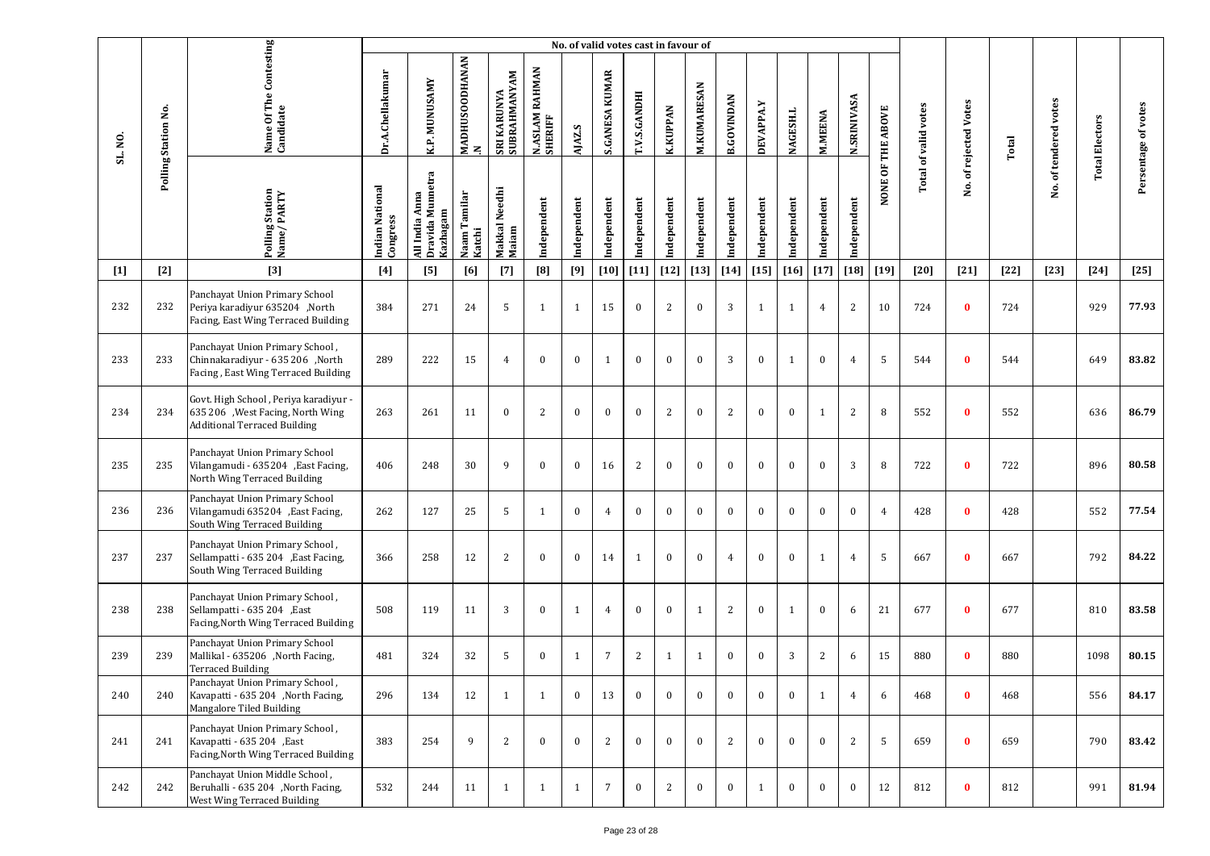| SL. NO. | Polling Station No. | Name Of The Contesting Candidate | No. of valid votes cast in favour of | | | | | | | | | | | | | | | | Total of valid votes | No. of rejected Votes | Total | No. of tendered votes | Total Electors | Persentage of votes |
|---|---|---|---|---|---|---|---|---|---|---|---|---|---|---|---|---|---|---|---|---|---|---|---|---|
| | | | Dr.A.Chellakumar | K.P. MUNUSAMY | MADHUSOODHANAN .N | SRI KARUNYA SUBRAHMANYAM | N.ASLAM RAHMAN SHERIFF | AJAZ.S | S.GANESA KUMAR | T.V.S.GANDHI | K.KUPPAN | M.KUMARESAN | B.GOVINDAN | DEVAPPA.Y | NAGESH.L | M.MEENA | N.SRINIVASA | NONE OF THE ABOVE | | | | | | |
| | | Polling Station Name/ PARTY | Indian National Congress | All India Anna Dravida Munnetra Kazhagam | Naam Tamilar Katchi | Makkal Needhi Maiam | Independent | Independent | Independent | Independent | Independent | Independent | Independent | Independent | Independent | Independent | Independent | | | | | | | |
| [1] | [2] | [3] | [4] | [5] | [6] | [7] | [8] | [9] | [10] | [11] | [12] | [13] | [14] | [15] | [16] | [17] | [18] | [19] | [20] | [21] | [22] | [23] | [24] | [25] |
| 232 | 232 | Panchayat Union Primary School Periya karadiyur 635204 ,North Facing, East Wing Terraced Building | 384 | 271 | 24 | 5 | 1 | 1 | 15 | 0 | 2 | 0 | 3 | 1 | 1 | 4 | 2 | 10 | 724 | 0 | 724 | | 929 | 77.93 |
| 233 | 233 | Panchayat Union Primary School , Chinnakaradiyur - 635 206 ,North Facing , East Wing Terraced Building | 289 | 222 | 15 | 4 | 0 | 0 | 1 | 0 | 0 | 0 | 3 | 0 | 1 | 0 | 4 | 5 | 544 | 0 | 544 | | 649 | 83.82 |
| 234 | 234 | Govt. High School , Periya karadiyur - 635 206 ,West Facing, North Wing Additional Terraced Building | 263 | 261 | 11 | 0 | 2 | 0 | 0 | 0 | 2 | 0 | 2 | 0 | 0 | 1 | 2 | 8 | 552 | 0 | 552 | | 636 | 86.79 |
| 235 | 235 | Panchayat Union Primary School Vilangamudi - 635204 ,East Facing, North Wing Terraced Building | 406 | 248 | 30 | 9 | 0 | 0 | 16 | 2 | 0 | 0 | 0 | 0 | 0 | 0 | 3 | 8 | 722 | 0 | 722 | | 896 | 80.58 |
| 236 | 236 | Panchayat Union Primary School Vilangamudi 635204 ,East Facing, South Wing Terraced Building | 262 | 127 | 25 | 5 | 1 | 0 | 4 | 0 | 0 | 0 | 0 | 0 | 0 | 0 | 0 | 4 | 428 | 0 | 428 | | 552 | 77.54 |
| 237 | 237 | Panchayat Union Primary School , Sellampatti - 635 204 ,East Facing, South Wing Terraced Building | 366 | 258 | 12 | 2 | 0 | 0 | 14 | 1 | 0 | 0 | 4 | 0 | 0 | 1 | 4 | 5 | 667 | 0 | 667 | | 792 | 84.22 |
| 238 | 238 | Panchayat Union Primary School , Sellampatti - 635 204 ,East Facing,North Wing Terraced Building | 508 | 119 | 11 | 3 | 0 | 1 | 4 | 0 | 0 | 1 | 2 | 0 | 1 | 0 | 6 | 21 | 677 | 0 | 677 | | 810 | 83.58 |
| 239 | 239 | Panchayat Union Primary School Mallikal - 635206 ,North Facing, Terraced Building | 481 | 324 | 32 | 5 | 0 | 1 | 7 | 2 | 1 | 1 | 0 | 0 | 3 | 2 | 6 | 15 | 880 | 0 | 880 | | 1098 | 80.15 |
| 240 | 240 | Panchayat Union Primary School , Kavapatti - 635 204 ,North Facing, Mangalore Tiled Building | 296 | 134 | 12 | 1 | 1 | 0 | 13 | 0 | 0 | 0 | 0 | 0 | 0 | 1 | 4 | 6 | 468 | 0 | 468 | | 556 | 84.17 |
| 241 | 241 | Panchayat Union Primary School , Kavapatti - 635 204 ,East Facing,North Wing Terraced Building | 383 | 254 | 9 | 2 | 0 | 0 | 2 | 0 | 0 | 0 | 2 | 0 | 0 | 0 | 2 | 5 | 659 | 0 | 659 | | 790 | 83.42 |
| 242 | 242 | Panchayat Union Middle School , Beruhalli - 635 204 ,North Facing, West Wing Terraced Building | 532 | 244 | 11 | 1 | 1 | 1 | 7 | 0 | 2 | 0 | 0 | 1 | 0 | 0 | 0 | 12 | 812 | 0 | 812 | | 991 | 81.94 |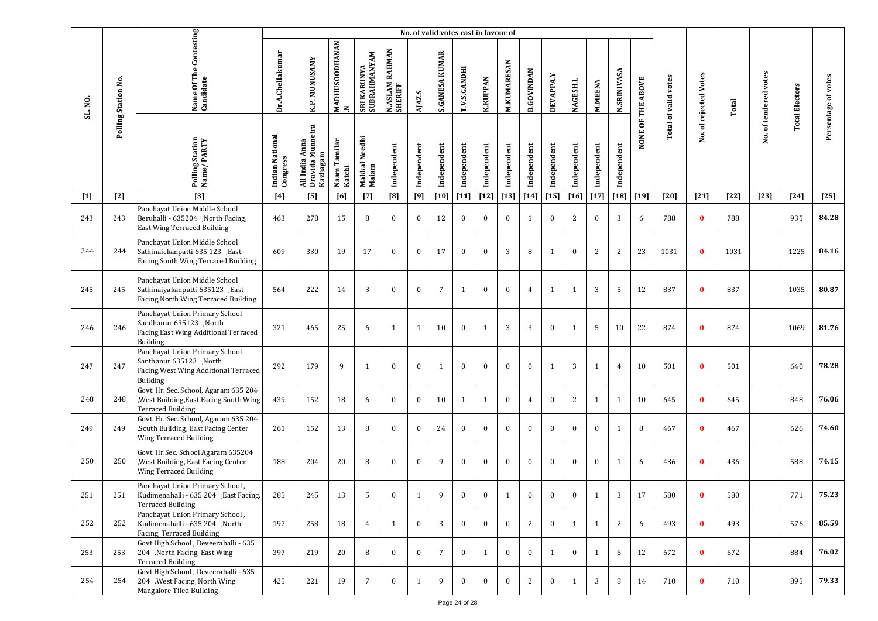| SL. NO. | Polling Station No. | Name Of The Contesting Candidate | No. of valid votes cast in favour of | | | | | | | | | | | | | | | | | Total of valid votes | No. of rejected Votes | Total | No. of tendered votes | Total Electors | Persentage of votes |
|---|---|---|---|---|---|---|---|---|---|---|---|---|---|---|---|---|---|---|---|---|---|---|---|---|---|
| | | | Dr.A.Chellakumar | K.P. MUNUSAMY | MADHUSOODHANAN.N | SRI KARUNYA SUBRAHMANYAM | N.ASLAM RAHMAN SHERIFF | AJAZ.S | S.GANESA KUMAR | T.V.S.GANDHI | K.KUPPAN | M.KUMARESAN | B.GOVINDAN | DEVAPPA.Y | NAGESH.L | M.MEENA | N.SRINIVASA | NONE OF THE ABOVE | | | | | | |
| | | Polling Station Name/ PARTY | Indian National Congress | All India Anna Dravida Munnetra Kazhagam | Naam Tamilar Katchi | Makkal Needhi Maiam | Independent | Independent | Independent | Independent | Independent | Independent | Independent | Independent | Independent | Independent | Independent | | | | | | | |
| [1] | [2] | [3] | [4] | [5] | [6] | [7] | [8] | [9] | [10] | [11] | [12] | [13] | [14] | [15] | [16] | [17] | [18] | [19] | [20] | [21] | [22] | [23] | [24] | [25] |
| 243 | 243 | Panchayat Union Middle School Beruhalli - 635204 ,North Facing, East Wing Terraced Building | 463 | 278 | 15 | 8 | 0 | 0 | 12 | 0 | 0 | 0 | 1 | 0 | 2 | 0 | 3 | 6 | 788 | 0 | 788 | | 935 | 84.28 |
| 244 | 244 | Panchayat Union Middle School Sathinaickanpatti 635 123 ,East Facing,South Wing Terraced Building | 609 | 330 | 19 | 17 | 0 | 0 | 17 | 0 | 0 | 3 | 8 | 1 | 0 | 2 | 2 | 23 | 1031 | 0 | 1031 | | 1225 | 84.16 |
| 245 | 245 | Panchayat Union Middle School Sathinaiyakanpatti 635123 ,East Facing,North Wing Terraced Building | 564 | 222 | 14 | 3 | 0 | 0 | 7 | 1 | 0 | 0 | 4 | 1 | 1 | 3 | 5 | 12 | 837 | 0 | 837 | | 1035 | 80.87 |
| 246 | 246 | Panchayat Union Primary School Sandhanur 635123 ,North Facing,East Wing Additional Terraced Building | 321 | 465 | 25 | 6 | 1 | 1 | 10 | 0 | 1 | 3 | 3 | 0 | 1 | 5 | 10 | 22 | 874 | 0 | 874 | | 1069 | 81.76 |
| 247 | 247 | Panchayat Union Primary School Santhanur 635123 ,North Facing,West Wing Additional Terraced Building | 292 | 179 | 9 | 1 | 0 | 0 | 1 | 0 | 0 | 0 | 0 | 1 | 3 | 1 | 4 | 10 | 501 | 0 | 501 | | 640 | 78.28 |
| 248 | 248 | Govt. Hr. Sec. School, Agaram 635 204 ,West Building,East Facing South Wing Terraced Building | 439 | 152 | 18 | 6 | 0 | 0 | 10 | 1 | 1 | 0 | 4 | 0 | 2 | 1 | 1 | 10 | 645 | 0 | 645 | | 848 | 76.06 |
| 249 | 249 | Govt. Hr. Sec. School, Agaram 635 204 ,South Building, East Facing Center Wing Terraced Building | 261 | 152 | 13 | 8 | 0 | 0 | 24 | 0 | 0 | 0 | 0 | 0 | 0 | 0 | 1 | 8 | 467 | 0 | 467 | | 626 | 74.60 |
| 250 | 250 | Govt. Hr.Sec. School Agaram 635204 ,West Building, East Facing Center Wing Terraced Building | 188 | 204 | 20 | 8 | 0 | 0 | 9 | 0 | 0 | 0 | 0 | 0 | 0 | 0 | 1 | 6 | 436 | 0 | 436 | | 588 | 74.15 |
| 251 | 251 | Panchayat Union Primary School , Kudimenahalli - 635 204 ,East Facing, Terraced Building | 285 | 245 | 13 | 5 | 0 | 1 | 9 | 0 | 0 | 1 | 0 | 0 | 0 | 1 | 3 | 17 | 580 | 0 | 580 | | 771 | 75.23 |
| 252 | 252 | Panchayat Union Primary School , Kudimenahalli - 635 204 ,North Facing, Terraced Building | 197 | 258 | 18 | 4 | 1 | 0 | 3 | 0 | 0 | 0 | 2 | 0 | 1 | 1 | 2 | 6 | 493 | 0 | 493 | | 576 | 85.59 |
| 253 | 253 | Govt High School , Deveerahalli - 635 204 ,North Facing, East Wing Terraced Building | 397 | 219 | 20 | 8 | 0 | 0 | 7 | 0 | 1 | 0 | 0 | 1 | 0 | 1 | 6 | 12 | 672 | 0 | 672 | | 884 | 76.02 |
| 254 | 254 | Govt High School , Deveerahalli - 635 204 ,West Facing, North Wing Mangalore Tiled Building | 425 | 221 | 19 | 7 | 0 | 1 | 9 | 0 | 0 | 0 | 2 | 0 | 1 | 3 | 8 | 14 | 710 | 0 | 710 | | 895 | 79.33 |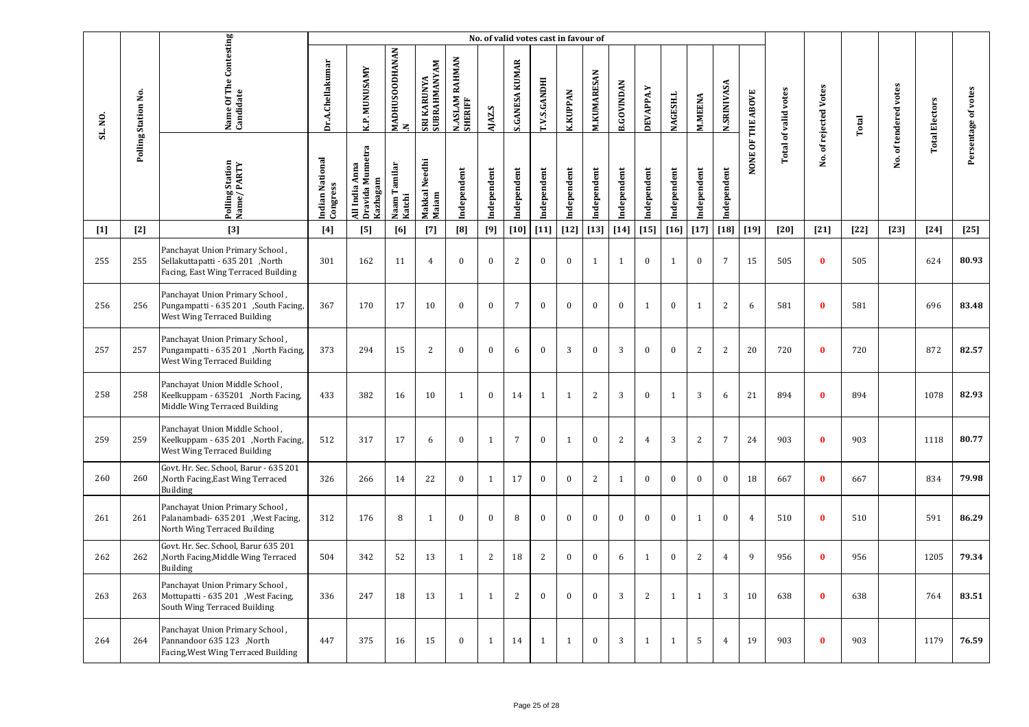| SL. NO. | Polling Station No. | Name Of The Contesting Candidate | No. of valid votes cast in favour of | | | | | | | | | | | | | | | | Total of valid votes | No. of rejected Votes | Total | No. of tendered votes | Total Electors | Persentage of votes |
|---|---|---|---|---|---|---|---|---|---|---|---|---|---|---|---|---|---|---|---|---|---|---|---|---|
| | | | Dr.A.Chellakumar | K.P. MUNUSAMY | MADHUSOODHANAN.N | SRI KARUNYA SUBRAHMANYAM | N.ASLAM RAHMAN SHERIFF | AJAZ.S | S.GANESA KUMAR | T.V.S.GANDHI | K.KUPPAN | M.KUMARESAN | B.GOVINDAN | DEVAPPA.Y | NAGESH.L | M.MEENA | N.SRINIVASA | NONE OF THE ABOVE | | | | | | |
| | | Polling Station Name/ PARTY | Indian National Congress | All India Anna Dravida Munnetra Kazhagam | Naam Tamilar Katchi | Makkal Needhi Maiam | Independent | Independent | Independent | Independent | Independent | Independent | Independent | Independent | Independent | Independent | Independent | | | | | | | |
| [1] | [2] | [3] | [4] | [5] | [6] | [7] | [8] | [9] | [10] | [11] | [12] | [13] | [14] | [15] | [16] | [17] | [18] | [19] | [20] | [21] | [22] | [23] | [24] | [25] |
| 255 | 255 | Panchayat Union Primary School , Sellakuttapatti - 635 201 ,North Facing, East Wing Terraced Building | 301 | 162 | 11 | 4 | 0 | 0 | 2 | 0 | 0 | 1 | 1 | 0 | 1 | 0 | 7 | 15 | 505 | 0 | 505 | | 624 | 80.93 |
| 256 | 256 | Panchayat Union Primary School , Pungampatti - 635 201 ,South Facing, West Wing Terraced Building | 367 | 170 | 17 | 10 | 0 | 0 | 7 | 0 | 0 | 0 | 0 | 1 | 0 | 1 | 2 | 6 | 581 | 0 | 581 | | 696 | 83.48 |
| 257 | 257 | Panchayat Union Primary School , Pungampatti - 635 201 ,North Facing, West Wing Terraced Building | 373 | 294 | 15 | 2 | 0 | 0 | 6 | 0 | 3 | 0 | 3 | 0 | 0 | 2 | 2 | 20 | 720 | 0 | 720 | | 872 | 82.57 |
| 258 | 258 | Panchayat Union Middle School , Keelkuppam - 635201 ,North Facing, Middle Wing Terraced Building | 433 | 382 | 16 | 10 | 1 | 0 | 14 | 1 | 1 | 2 | 3 | 0 | 1 | 3 | 6 | 21 | 894 | 0 | 894 | | 1078 | 82.93 |
| 259 | 259 | Panchayat Union Middle School , Keelkuppam - 635 201 ,North Facing, West Wing Terraced Building | 512 | 317 | 17 | 6 | 0 | 1 | 7 | 0 | 1 | 0 | 2 | 4 | 3 | 2 | 7 | 24 | 903 | 0 | 903 | | 1118 | 80.77 |
| 260 | 260 | Govt. Hr. Sec. School, Barur - 635 201 ,North Facing,East Wing Terraced Building | 326 | 266 | 14 | 22 | 0 | 1 | 17 | 0 | 0 | 2 | 1 | 0 | 0 | 0 | 0 | 18 | 667 | 0 | 667 | | 834 | 79.98 |
| 261 | 261 | Panchayat Union Primary School , Palanambadi- 635 201 ,West Facing, North Wing Terraced Building | 312 | 176 | 8 | 1 | 0 | 0 | 8 | 0 | 0 | 0 | 0 | 0 | 0 | 1 | 0 | 4 | 510 | 0 | 510 | | 591 | 86.29 |
| 262 | 262 | Govt. Hr. Sec. School, Barur 635 201 ,North Facing,Middle Wing Terraced Building | 504 | 342 | 52 | 13 | 1 | 2 | 18 | 2 | 0 | 0 | 6 | 1 | 0 | 2 | 4 | 9 | 956 | 0 | 956 | | 1205 | 79.34 |
| 263 | 263 | Panchayat Union Primary School , Mottupatti - 635 201 ,West Facing, South Wing Terraced Building | 336 | 247 | 18 | 13 | 1 | 1 | 2 | 0 | 0 | 0 | 3 | 2 | 1 | 1 | 3 | 10 | 638 | 0 | 638 | | 764 | 83.51 |
| 264 | 264 | Panchayat Union Primary School , Pannandoor 635 123 ,North Facing,West Wing Terraced Building | 447 | 375 | 16 | 15 | 0 | 1 | 14 | 1 | 1 | 0 | 3 | 1 | 1 | 5 | 4 | 19 | 903 | 0 | 903 | | 1179 | 76.59 |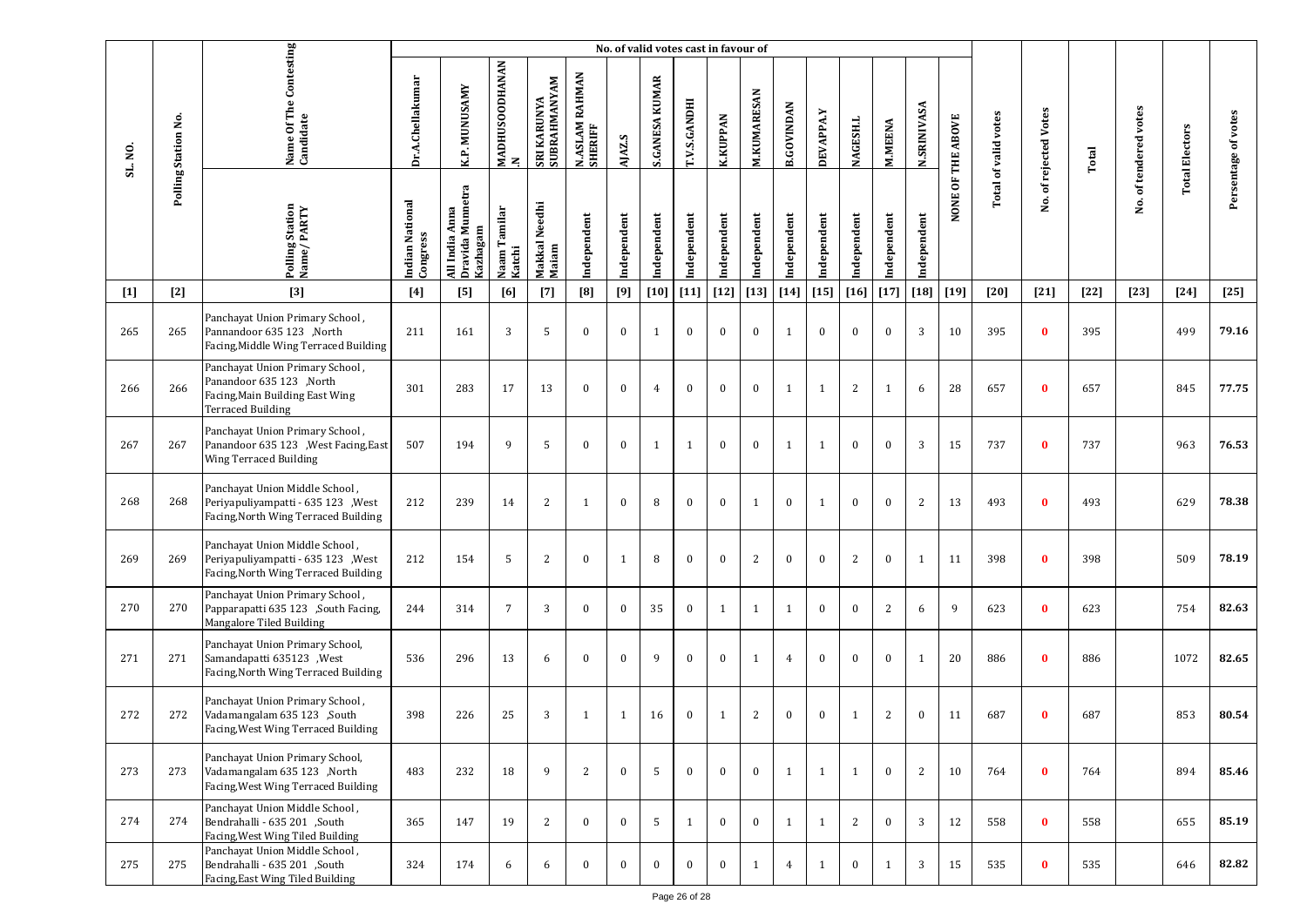| SL. NO. | Polling Station No. | Name Of The Contesting Candidate | No. of valid votes cast in favour of | | | | | | | | | | | | | | | | Total of valid votes | No. of rejected Votes | Total | No. of tendered votes | Total Electors | Persentage of votes |
|---|---|---|---|---|---|---|---|---|---|---|---|---|---|---|---|---|---|---|---|---|---|---|---|---|
| | | | Dr.A.Chellakumar | K.P. MUNUSAMY | MADHUSOODHANAN .N | SRI KARUNYA SUBRAHMANYAM | N.ASLAM RAHMAN SHERIFF | AJAZ.S | S.GANESA KUMAR | T.V.S.GANDHI | K.KUPPAN | M.KUMARESAN | B.GOVINDAN | DEVAPPA.Y | NAGESH.L | M.MEENA | N.SRINIVASA | NONE OF THE ABOVE | | | | | | |
| | | Polling Station Name/ PARTY | Indian National Congress | All India Anna Dravida Munnetra Kazhagam | Naam Tamilar Katchi | Makkal Needhi Maiam | Independent | Independent | Independent | Independent | Independent | Independent | Independent | Independent | Independent | Independent | Independent | | | | | | | |
| [1] | [2] | [3] | [4] | [5] | [6] | [7] | [8] | [9] | [10] | [11] | [12] | [13] | [14] | [15] | [16] | [17] | [18] | [19] | [20] | [21] | [22] | [23] | [24] | [25] |
| 265 | 265 | Panchayat Union Primary School , Pannandoor 635 123 ,North Facing,Middle Wing Terraced Building | 211 | 161 | 3 | 5 | 0 | 0 | 1 | 0 | 0 | 0 | 1 | 0 | 0 | 0 | 3 | 10 | 395 | 0 | 395 | | 499 | 79.16 |
| 266 | 266 | Panchayat Union Primary School , Panandoor 635 123 ,North Facing,Main Building East Wing Terraced Building | 301 | 283 | 17 | 13 | 0 | 0 | 4 | 0 | 0 | 0 | 1 | 1 | 2 | 1 | 6 | 28 | 657 | 0 | 657 | | 845 | 77.75 |
| 267 | 267 | Panchayat Union Primary School , Panandoor 635 123 ,West Facing,East Wing Terraced Building | 507 | 194 | 9 | 5 | 0 | 0 | 1 | 1 | 0 | 0 | 1 | 1 | 0 | 0 | 3 | 15 | 737 | 0 | 737 | | 963 | 76.53 |
| 268 | 268 | Panchayat Union Middle School , Periyapuliyampatti - 635 123 ,West Facing,North Wing Terraced Building | 212 | 239 | 14 | 2 | 1 | 0 | 8 | 0 | 0 | 1 | 0 | 1 | 0 | 0 | 2 | 13 | 493 | 0 | 493 | | 629 | 78.38 |
| 269 | 269 | Panchayat Union Middle School , Periyapuliyampatti - 635 123 ,West Facing,North Wing Terraced Building | 212 | 154 | 5 | 2 | 0 | 1 | 8 | 0 | 0 | 2 | 0 | 0 | 2 | 0 | 1 | 11 | 398 | 0 | 398 | | 509 | 78.19 |
| 270 | 270 | Panchayat Union Primary School , Papparapatti 635 123 ,South Facing, Mangalore Tiled Building | 244 | 314 | 7 | 3 | 0 | 0 | 35 | 0 | 1 | 1 | 1 | 0 | 0 | 2 | 6 | 9 | 623 | 0 | 623 | | 754 | 82.63 |
| 271 | 271 | Panchayat Union Primary School, Samandapatti 635123 ,West Facing,North Wing Terraced Building | 536 | 296 | 13 | 6 | 0 | 0 | 9 | 0 | 0 | 1 | 4 | 0 | 0 | 0 | 1 | 20 | 886 | 0 | 886 | | 1072 | 82.65 |
| 272 | 272 | Panchayat Union Primary School , Vadamangalam 635 123 ,South Facing,West Wing Terraced Building | 398 | 226 | 25 | 3 | 1 | 1 | 16 | 0 | 1 | 2 | 0 | 0 | 1 | 2 | 0 | 11 | 687 | 0 | 687 | | 853 | 80.54 |
| 273 | 273 | Panchayat Union Primary School, Vadamangalam 635 123 ,North Facing,West Wing Terraced Building | 483 | 232 | 18 | 9 | 2 | 0 | 5 | 0 | 0 | 0 | 1 | 1 | 1 | 0 | 2 | 10 | 764 | 0 | 764 | | 894 | 85.46 |
| 274 | 274 | Panchayat Union Middle School , Bendrahalli - 635 201 ,South Facing,West Wing Tiled Building | 365 | 147 | 19 | 2 | 0 | 0 | 5 | 1 | 0 | 0 | 1 | 1 | 2 | 0 | 3 | 12 | 558 | 0 | 558 | | 655 | 85.19 |
| 275 | 275 | Panchayat Union Middle School , Bendrahalli - 635 201 ,South Facing,East Wing Tiled Building | 324 | 174 | 6 | 6 | 0 | 0 | 0 | 0 | 0 | 1 | 4 | 1 | 0 | 1 | 3 | 15 | 535 | 0 | 535 | | 646 | 82.82 |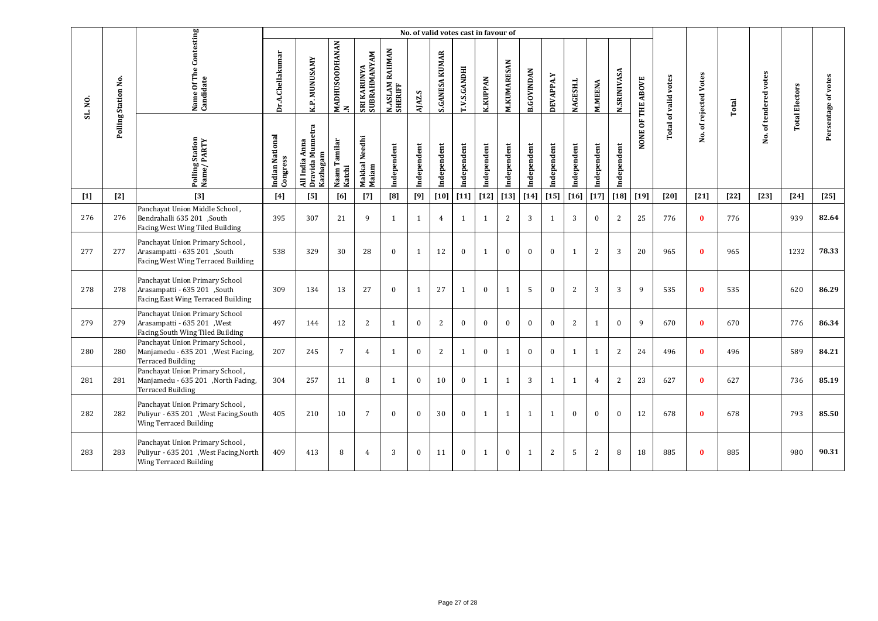| SL. NO. | Polling Station No. | Name Of The Contesting Candidate | No. of valid votes cast in favour of | | | | | | | | | | | | | | | | NONE OF THE ABOVE | Total of valid votes | No. of rejected Votes | Total | No. of tendered votes | Total Electors | Persentage of votes |
|---|---|---|---|---|---|---|---|---|---|---|---|---|---|---|---|---|---|---|---|---|---|---|---|---|---|
| | | | Dr.A.Chellakumar | K.P. MUNUSAMY | MADHUSOODHANAN .N | SRI KARUNYA SUBRAHMANYAM | N.ASLAM RAHMAN SHERIFF | AJAZ.S | S.GANESA KUMAR | T.V.S.GANDHI | K.KUPPAN | M.KUMARESAN | B.GOVINDAN | DEVAPPA.Y | NAGESH.L | M.MEENA | N.SRINIVASA | | | | | | | |
| | | Polling Station Name/ PARTY | Indian National Congress | All India Anna Dravida Munnetra Kazhagam | Naam Tamilar Katchi | Makkal Needhi Maiam | Independent | Independent | Independent | Independent | Independent | Independent | Independent | Independent | Independent | Independent | Independent | | | | | | | |
| [1] | [2] | [3] | [4] | [5] | [6] | [7] | [8] | [9] | [10] | [11] | [12] | [13] | [14] | [15] | [16] | [17] | [18] | [19] | [20] | [21] | [22] | [23] | [24] | [25] |
| 276 | 276 | Panchayat Union Middle School , Bendrahalli 635 201 ,South Facing,West Wing Tiled Building | 395 | 307 | 21 | 9 | 1 | 1 | 4 | 1 | 1 | 2 | 3 | 1 | 3 | 0 | 2 | 25 | 776 | 0 | 776 | | 939 | 82.64 |
| 277 | 277 | Panchayat Union Primary School , Arasampatti - 635 201 ,South Facing,West Wing Terraced Building | 538 | 329 | 30 | 28 | 0 | 1 | 12 | 0 | 1 | 0 | 0 | 0 | 1 | 2 | 3 | 20 | 965 | 0 | 965 | | 1232 | 78.33 |
| 278 | 278 | Panchayat Union Primary School Arasampatti - 635 201 ,South Facing,East Wing Terraced Building | 309 | 134 | 13 | 27 | 0 | 1 | 27 | 1 | 0 | 1 | 5 | 0 | 2 | 3 | 3 | 9 | 535 | 0 | 535 | | 620 | 86.29 |
| 279 | 279 | Panchayat Union Primary School Arasampatti - 635 201 ,West Facing,South Wing Tiled Building | 497 | 144 | 12 | 2 | 1 | 0 | 2 | 0 | 0 | 0 | 0 | 0 | 2 | 1 | 0 | 9 | 670 | 0 | 670 | | 776 | 86.34 |
| 280 | 280 | Panchayat Union Primary School , Manjamedu - 635 201 ,West Facing, Terraced Building | 207 | 245 | 7 | 4 | 1 | 0 | 2 | 1 | 0 | 1 | 0 | 0 | 1 | 1 | 2 | 24 | 496 | 0 | 496 | | 589 | 84.21 |
| 281 | 281 | Panchayat Union Primary School , Manjamedu - 635 201 ,North Facing, Terraced Building | 304 | 257 | 11 | 8 | 1 | 0 | 10 | 0 | 1 | 1 | 3 | 1 | 1 | 4 | 2 | 23 | 627 | 0 | 627 | | 736 | 85.19 |
| 282 | 282 | Panchayat Union Primary School , Puliyur - 635 201 ,West Facing,South Wing Terraced Building | 405 | 210 | 10 | 7 | 0 | 0 | 30 | 0 | 1 | 1 | 1 | 1 | 0 | 0 | 0 | 12 | 678 | 0 | 678 | | 793 | 85.50 |
| 283 | 283 | Panchayat Union Primary School , Puliyur - 635 201 ,West Facing,North Wing Terraced Building | 409 | 413 | 8 | 4 | 3 | 0 | 11 | 0 | 1 | 0 | 1 | 2 | 5 | 2 | 8 | 18 | 885 | 0 | 885 | | 980 | 90.31 |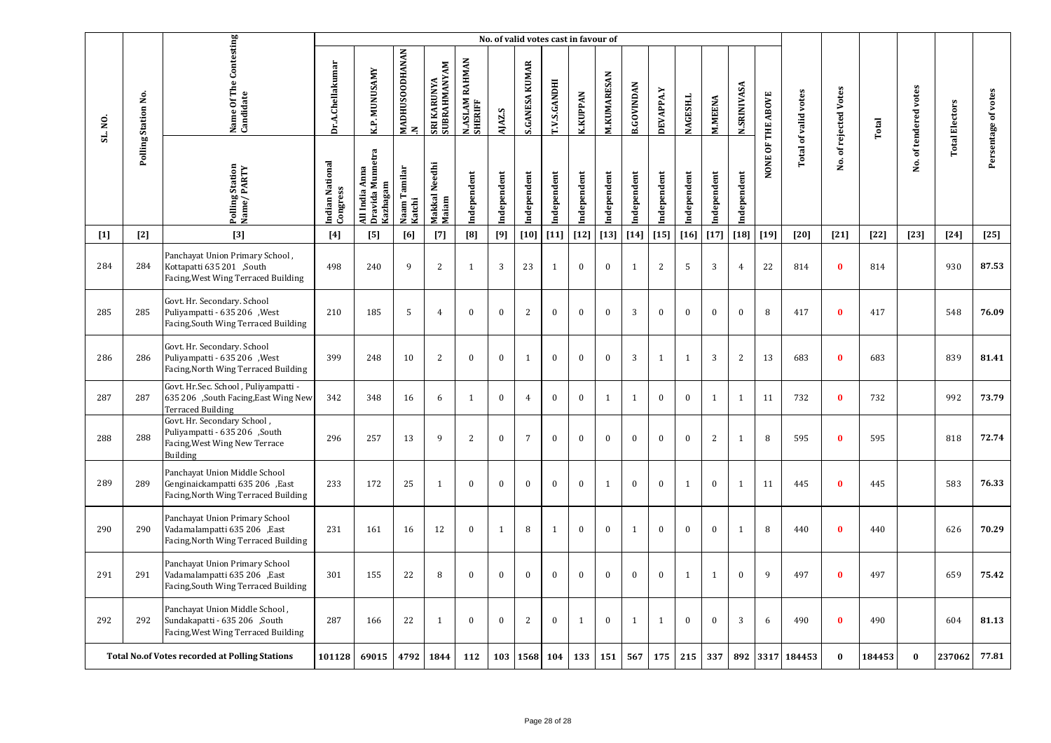| SL. NO. | Polling Station No. | Name Of The Contesting Candidate | No. of valid votes cast in favour of | | | | | | | | | | | | | | | | Total of valid votes | No. of rejected Votes | Total | No. of tendered votes | Total Electors | Persentage of votes |
|---|---|---|---|---|---|---|---|---|---|---|---|---|---|---|---|---|---|---|---|---|---|---|---|---|
| | | | Dr.A.Chellakumar | K.P. MUNUSAMY | MADHUSOODHANAN .N | SRI KARUNYA SUBRAHMANYAM | N.ASLAM RAHMAN SHERIFF | AJAZ.S | S.GANESA KUMAR | T.V.S.GANDHI | K.KUPPAN | M.KUMARESAN | B.GOVINDAN | DEVAPPA.Y | NAGESH.L | M.MEENA | N.SRINIVASA | NONE OF THE ABOVE | | | | | | |
| | | Polling Station Name/ PARTY | Indian National Congress | All India Anna Dravida Munnetra Kazhagam | Naam Tamilar Katchi | Makkal Needhi Maiam | Independent | Independent | Independent | Independent | Independent | Independent | Independent | Independent | Independent | Independent | Independent | | | | | | | |
| [1] | [2] | [3] | [4] | [5] | [6] | [7] | [8] | [9] | [10] | [11] | [12] | [13] | [14] | [15] | [16] | [17] | [18] | [19] | [20] | [21] | [22] | [23] | [24] | [25] |
| 284 | 284 | Panchayat Union Primary School , Kottapatti 635 201 ,South Facing,West Wing Terraced Building | 498 | 240 | 9 | 2 | 1 | 3 | 23 | 1 | 0 | 0 | 1 | 2 | 5 | 3 | 4 | 22 | 814 | 0 | 814 | | 930 | 87.53 |
| 285 | 285 | Govt. Hr. Secondary. School Puliyampatti - 635 206 ,West Facing,South Wing Terraced Building | 210 | 185 | 5 | 4 | 0 | 0 | 2 | 0 | 0 | 0 | 3 | 0 | 0 | 0 | 0 | 8 | 417 | 0 | 417 | | 548 | 76.09 |
| 286 | 286 | Govt. Hr. Secondary. School Puliyampatti - 635 206 ,West Facing,North Wing Terraced Building | 399 | 248 | 10 | 2 | 0 | 0 | 1 | 0 | 0 | 0 | 3 | 1 | 1 | 3 | 2 | 13 | 683 | 0 | 683 | | 839 | 81.41 |
| 287 | 287 | Govt. Hr.Sec. School , Puliyampatti - 635 206 ,South Facing,East Wing New Terraced Building | 342 | 348 | 16 | 6 | 1 | 0 | 4 | 0 | 0 | 1 | 1 | 0 | 0 | 1 | 1 | 11 | 732 | 0 | 732 | | 992 | 73.79 |
| 288 | 288 | Govt. Hr. Secondary School , Puliyampatti - 635 206 ,South Facing,West Wing New Terrace Building | 296 | 257 | 13 | 9 | 2 | 0 | 7 | 0 | 0 | 0 | 0 | 0 | 0 | 2 | 1 | 8 | 595 | 0 | 595 | | 818 | 72.74 |
| 289 | 289 | Panchayat Union Middle School Genginaickampatti 635 206 ,East Facing,North Wing Terraced Building | 233 | 172 | 25 | 1 | 0 | 0 | 0 | 0 | 0 | 1 | 0 | 0 | 1 | 0 | 1 | 11 | 445 | 0 | 445 | | 583 | 76.33 |
| 290 | 290 | Panchayat Union Primary School Vadamalampatti 635 206 ,East Facing,North Wing Terraced Building | 231 | 161 | 16 | 12 | 0 | 1 | 8 | 1 | 0 | 0 | 1 | 0 | 0 | 0 | 1 | 8 | 440 | 0 | 440 | | 626 | 70.29 |
| 291 | 291 | Panchayat Union Primary School Vadamalampatti 635 206 ,East Facing,South Wing Terraced Building | 301 | 155 | 22 | 8 | 0 | 0 | 0 | 0 | 0 | 0 | 0 | 0 | 1 | 1 | 0 | 9 | 497 | 0 | 497 | | 659 | 75.42 |
| 292 | 292 | Panchayat Union Middle School , Sundakapatti - 635 206 ,South Facing,West Wing Terraced Building | 287 | 166 | 22 | 1 | 0 | 0 | 2 | 0 | 1 | 0 | 1 | 1 | 0 | 0 | 3 | 6 | 490 | 0 | 490 | | 604 | 81.13 |
| Total No.of Votes recorded at Polling Stations | | | 101128 | 69015 | 4792 | 1844 | 112 | 103 | 1568 | 104 | 133 | 151 | 567 | 175 | 215 | 337 | 892 | 3317 | 184453 | 0 | 184453 | 0 | 237062 | 77.81 |